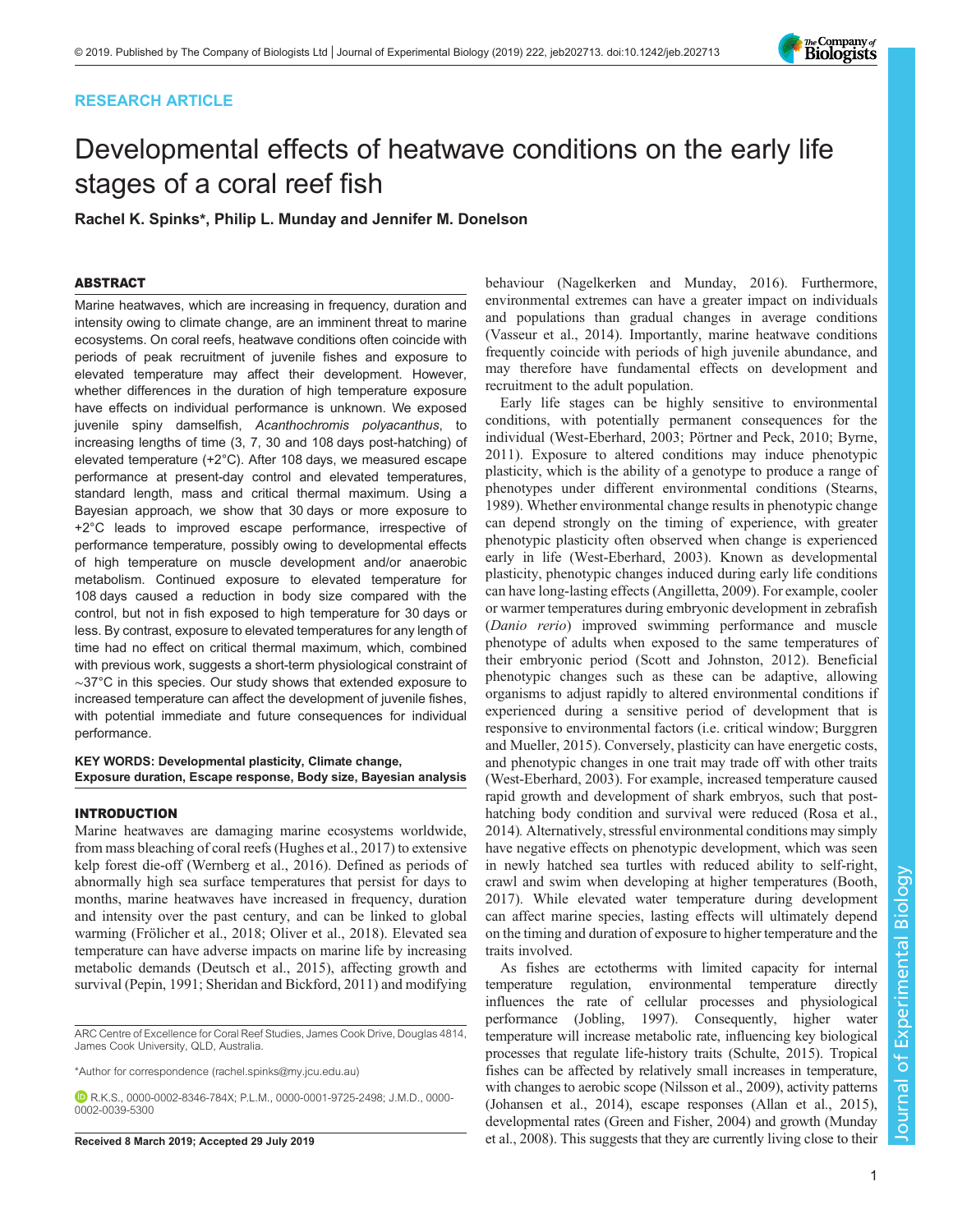RESEARCH ARTICLE

# Developmental effects of heatwave conditions on the early life stages of a coral reef fish

**Rachel K. Spinks\*, Philip L. Munday and Jennifer M. Donelson**

## ABSTRACT

Marine heatwaves, which are increasing in frequency, duration and intensity owing to climate change, are an imminent threat to marine ecosystems. On coral reefs, heatwave conditions often coincide with periods of peak recruitment of juvenile fishes and exposure to elevated temperature may affect their development. However, whether differences in the duration of high temperature exposure have effects on individual performance is unknown. We exposed juvenile spiny damselfish, *Acanthochromis polyacanthus*, to increasing lengths of time (3, 7, 30 and 108 days post-hatching) of elevated temperature (+2°C). After 108 days, we measured escape performance at present-day control and elevated temperatures, standard length, mass and critical thermal maximum. Using a Bayesian approach, we show that 30 days or more exposure to +2°C leads to improved escape performance, irrespective of performance temperature, possibly owing to developmental effects of high temperature on muscle development and/or anaerobic metabolism. Continued exposure to elevated temperature for 108 days caused a reduction in body size compared with the control, but not in fish exposed to high temperature for 30 days or less. By contrast, exposure to elevated temperatures for any length of time had no effect on critical thermal maximum, which, combined with previous work, suggests a short-term physiological constraint of ∼37°C in this species. Our study shows that extended exposure to increased temperature can affect the development of juvenile fishes, with potential immediate and future consequences for individual performance.

**KEY WORDS: Developmental plasticity, Climate change, Exposure duration, Escape response, Body size, Bayesian analysis**

## INTRODUCTION

Marine heatwaves are damaging marine ecosystems worldwide, from mass bleaching of coral reefs (Hughes et al., 2017) to extensive kelp forest die-off (Wernberg et al., 2016). Defined as periods of abnormally high sea surface temperatures that persist for days to months, marine heatwaves have increased in frequency, duration and intensity over the past century, and can be linked to global warming (Frölicher et al., 2018; Oliver et al., 2018). Elevated sea temperature can have adverse impacts on marine life by increasing metabolic demands (Deutsch et al., 2015), affecting growth and survival (Pepin, 1991; Sheridan and Bickford, 2011) and modifying behaviour (Nagelkerken and Munday, 2016). Furthermore, environmental extremes can have a greater impact on individuals and populations than gradual changes in average conditions (Vasseur et al., 2014). Importantly, marine heatwave conditions frequently coincide with periods of high juvenile abundance, and may therefore have fundamental effects on development and recruitment to the adult population.

Early life stages can be highly sensitive to environmental conditions, with potentially permanent consequences for the individual (West-Eberhard, 2003; Pörtner and Peck, 2010; Byrne, 2011). Exposure to altered conditions may induce phenotypic plasticity, which is the ability of a genotype to produce a range of phenotypes under different environmental conditions (Stearns, 1989). Whether environmental change results in phenotypic change can depend strongly on the timing of experience, with greater phenotypic plasticity often observed when change is experienced early in life (West-Eberhard, 2003). Known as developmental plasticity, phenotypic changes induced during early life conditions can have long-lasting effects (Angilletta, 2009). For example, cooler or warmer temperatures during embryonic development in zebrafish (*Danio rerio*) improved swimming performance and muscle phenotype of adults when exposed to the same temperatures of their embryonic period (Scott and Johnston, 2012). Beneficial phenotypic changes such as these can be adaptive, allowing organisms to adjust rapidly to altered environmental conditions if experienced during a sensitive period of development that is responsive to environmental factors (i.e. critical window; Burggren and Mueller, 2015). Conversely, plasticity can have energetic costs, and phenotypic changes in one trait may trade off with other traits (West-Eberhard, 2003). For example, increased temperature caused rapid growth and development of shark embryos, such that post-hatching body condition and survival were reduced (Rosa et al., 2014). Alternatively, stressful environmental conditions may simply have negative effects on phenotypic development, which was seen in newly hatched sea turtles with reduced ability to self-right, crawl and swim when developing at higher temperatures (Booth, 2017). While elevated water temperature during development can affect marine species, lasting effects will ultimately depend on the timing and duration of exposure to higher temperature and the traits involved.

As fishes are ectotherms with limited capacity for internal temperature regulation, environmental temperature directly influences the rate of cellular processes and physiological performance (Jobling, 1997). Consequently, higher water temperature will increase metabolic rate, influencing key biological processes that regulate life-history traits (Schulte, 2015). Tropical fishes can be affected by relatively small increases in temperature, with changes to aerobic scope (Nilsson et al., 2009), activity patterns (Johansen et al., 2014), escape responses (Allan et al., 2015), developmental rates (Green and Fisher, 2004) and growth (Munday et al., 2008). This suggests that they are currently living close to their

ARC Centre of Excellence for Coral Reef Studies, James Cook Drive, Douglas 4814, James Cook University, QLD, Australia.

\*Author for correspondence (rachel.spinks@my.jcu.edu.au)

R.K.S., 0000-0002-8346-784X; P.L.M., 0000-0001-9725-2498; J.M.D., 0000-0002-0039-5300

Received 8 March 2019; Accepted 29 July 2019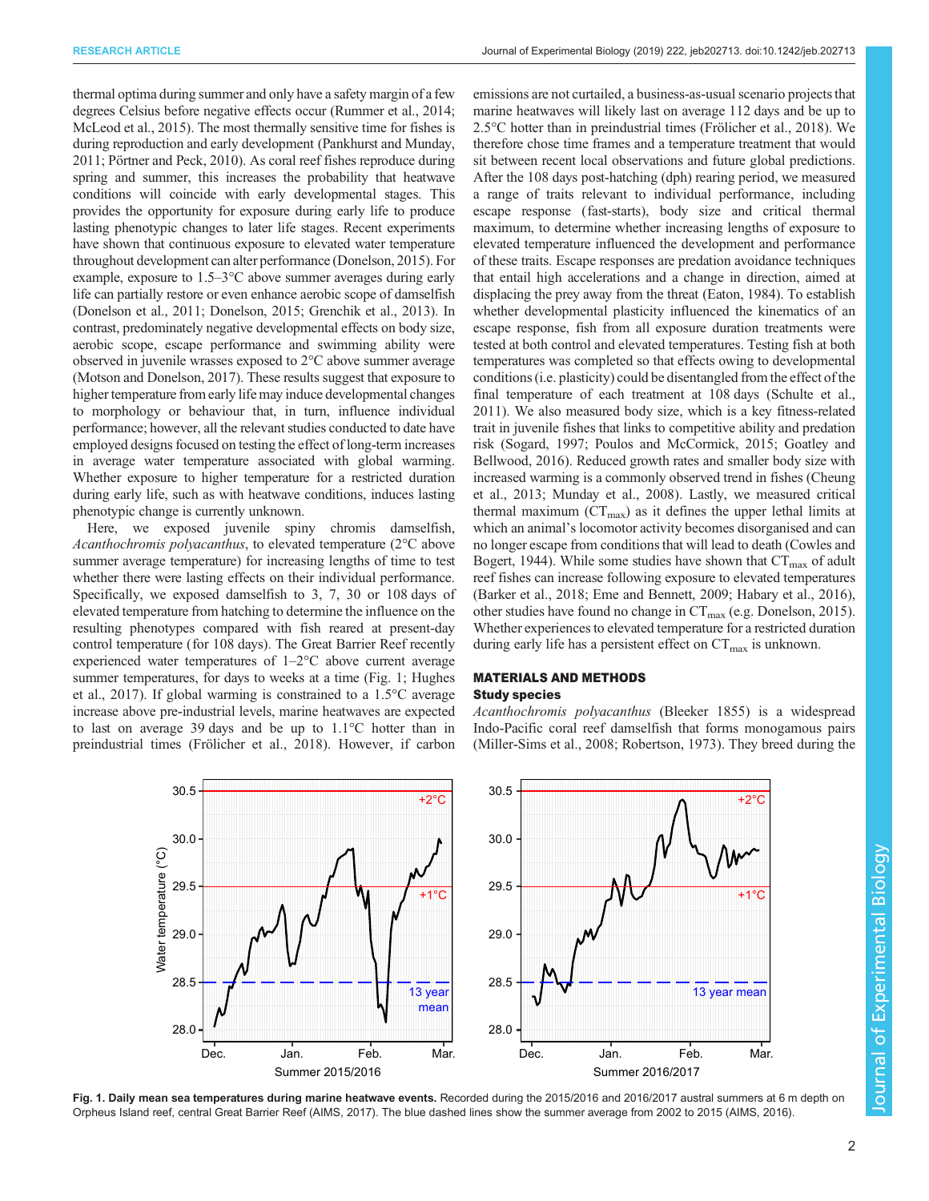thermal optima during summer and only have a safety margin of a few degrees Celsius before negative effects occur (Rummer et al., 2014; McLeod et al., 2015). The most thermally sensitive time for fishes is during reproduction and early development (Pankhurst and Munday, 2011; Pörtner and Peck, 2010). As coral reef fishes reproduce during spring and summer, this increases the probability that heatwave conditions will coincide with early developmental stages. This provides the opportunity for exposure during early life to produce lasting phenotypic changes to later life stages. Recent experiments have shown that continuous exposure to elevated water temperature throughout development can alter performance (Donelson, 2015). For example, exposure to 1.5–3°C above summer averages during early life can partially restore or even enhance aerobic scope of damselfish (Donelson et al., 2011; Donelson, 2015; Grenchik et al., 2013). In contrast, predominately negative developmental effects on body size, aerobic scope, escape performance and swimming ability were observed in juvenile wrasses exposed to 2°C above summer average (Motson and Donelson, 2017). These results suggest that exposure to higher temperature from early life may induce developmental changes to morphology or behaviour that, in turn, influence individual performance; however, all the relevant studies conducted to date have employed designs focused on testing the effect of long-term increases in average water temperature associated with global warming. Whether exposure to higher temperature for a restricted duration during early life, such as with heatwave conditions, induces lasting phenotypic change is currently unknown.

Here, we exposed juvenile spiny chromis damselfish, *Acanthochromis polyacanthus*, to elevated temperature (2°C above summer average temperature) for increasing lengths of time to test whether there were lasting effects on their individual performance. Specifically, we exposed damselfish to 3, 7, 30 or 108 days of elevated temperature from hatching to determine the influence on the resulting phenotypes compared with fish reared at present-day control temperature (for 108 days). The Great Barrier Reef recently experienced water temperatures of 1–2°C above current average summer temperatures, for days to weeks at a time (Fig. 1; Hughes et al., 2017). If global warming is constrained to a 1.5°C average increase above pre-industrial levels, marine heatwaves are expected to last on average 39 days and be up to 1.1°C hotter than in preindustrial times (Frölicher et al., 2018). However, if carbon emissions are not curtailed, a business-as-usual scenario projects that marine heatwaves will likely last on average 112 days and be up to 2.5°C hotter than in preindustrial times (Frölicher et al., 2018). We therefore chose time frames and a temperature treatment that would sit between recent local observations and future global predictions. After the 108 days post-hatching (dph) rearing period, we measured a range of traits relevant to individual performance, including escape response (fast-starts), body size and critical thermal maximum, to determine whether increasing lengths of exposure to elevated temperature influenced the development and performance of these traits. Escape responses are predation avoidance techniques that entail high accelerations and a change in direction, aimed at displacing the prey away from the threat (Eaton, 1984). To establish whether developmental plasticity influenced the kinematics of an escape response, fish from all exposure duration treatments were tested at both control and elevated temperatures. Testing fish at both temperatures was completed so that effects owing to developmental conditions (i.e. plasticity) could be disentangled from the effect of the final temperature of each treatment at 108 days (Schulte et al., 2011). We also measured body size, which is a key fitness-related trait in juvenile fishes that links to competitive ability and predation risk (Sogard, 1997; Poulos and McCormick, 2015; Goatley and Bellwood, 2016). Reduced growth rates and smaller body size with increased warming is a commonly observed trend in fishes (Cheung et al., 2013; Munday et al., 2008). Lastly, we measured critical thermal maximum ($CT_{max}$) as it defines the upper lethal limits at which an animal's locomotor activity becomes disorganised and can no longer escape from conditions that will lead to death (Cowles and Bogert, 1944). While some studies have shown that $CT_{max}$ of adult reef fishes can increase following exposure to elevated temperatures (Barker et al., 2018; Eme and Bennett, 2009; Habary et al., 2016), other studies have found no change in $CT_{max}$ (e.g. Donelson, 2015). Whether experiences to elevated temperature for a restricted duration during early life has a persistent effect on $CT_{max}$ is unknown.

## MATERIALS AND METHODS

### Study species

*Acanthochromis polyacanthus* (Bleeker 1855) is a widespread Indo-Pacific coral reef damselfish that forms monogamous pairs (Miller-Sims et al., 2008; Robertson, 1973). They breed during the

**Fig. 1. Daily mean sea temperatures during marine heatwave events.** Recorded during the 2015/2016 and 2016/2017 austral summers at 6 m depth on Orpheus Island reef, central Great Barrier Reef (AIMS, 2017). The blue dashed lines show the summer average from 2002 to 2015 (AIMS, 2016).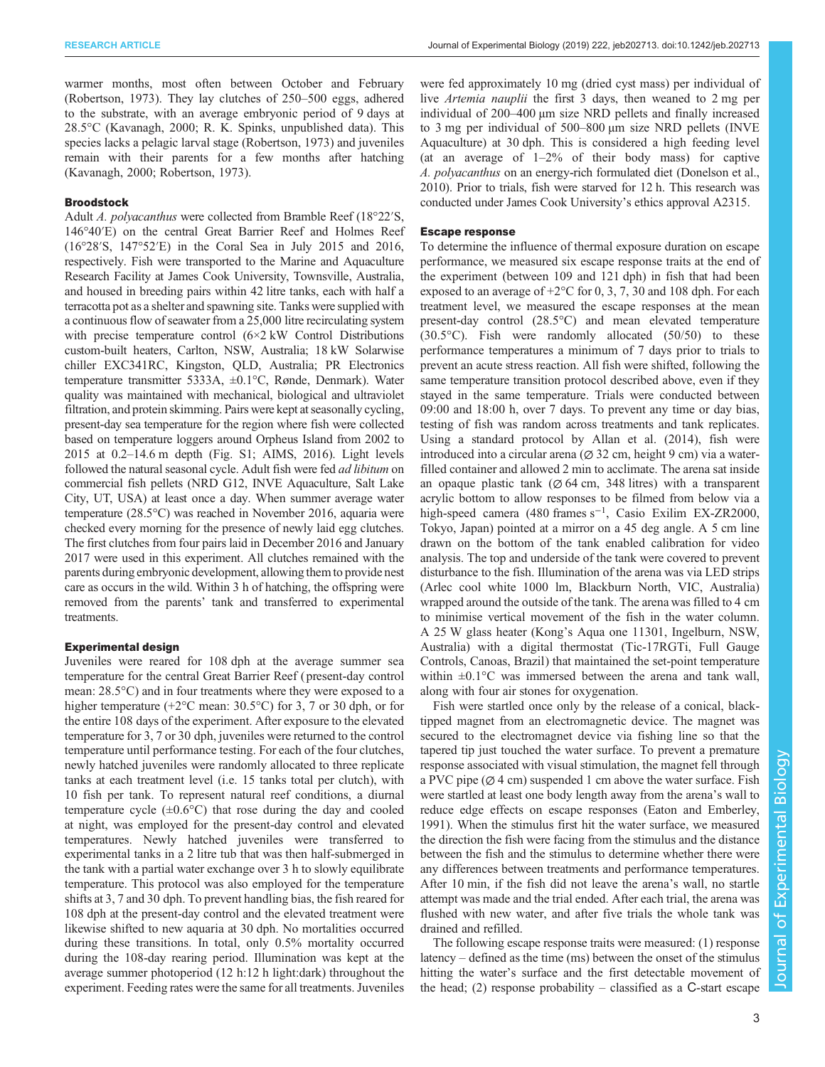warmer months, most often between October and February (Robertson, 1973). They lay clutches of 250–500 eggs, adhered to the substrate, with an average embryonic period of 9 days at 28.5°C (Kavanagh, 2000; R. K. Spinks, unpublished data). This species lacks a pelagic larval stage (Robertson, 1973) and juveniles remain with their parents for a few months after hatching (Kavanagh, 2000; Robertson, 1973).

### Broodstock

Adult *A. polyacanthus* were collected from Bramble Reef (18°22′S, 146°40′E) on the central Great Barrier Reef and Holmes Reef (16°28′S, 147°52′E) in the Coral Sea in July 2015 and 2016, respectively. Fish were transported to the Marine and Aquaculture Research Facility at James Cook University, Townsville, Australia, and housed in breeding pairs within 42 litre tanks, each with half a terracotta pot as a shelter and spawning site. Tanks were supplied with a continuous flow of seawater from a 25,000 litre recirculating system with precise temperature control (6×2 kW Control Distributions custom-built heaters, Carlton, NSW, Australia; 18 kW Solarwise chiller EXC341RC, Kingston, QLD, Australia; PR Electronics temperature transmitter 5333A, ±0.1°C, Rønde, Denmark). Water quality was maintained with mechanical, biological and ultraviolet filtration, and protein skimming. Pairs were kept at seasonally cycling, present-day sea temperature for the region where fish were collected based on temperature loggers around Orpheus Island from 2002 to 2015 at 0.2–14.6 m depth (Fig. S1; AIMS, 2016). Light levels followed the natural seasonal cycle. Adult fish were fed *ad libitum* on commercial fish pellets (NRD G12, INVE Aquaculture, Salt Lake City, UT, USA) at least once a day. When summer average water temperature (28.5°C) was reached in November 2016, aquaria were checked every morning for the presence of newly laid egg clutches. The first clutches from four pairs laid in December 2016 and January 2017 were used in this experiment. All clutches remained with the parents during embryonic development, allowing them to provide nest care as occurs in the wild. Within 3 h of hatching, the offspring were removed from the parents' tank and transferred to experimental treatments.

### Experimental design

Juveniles were reared for 108 dph at the average summer sea temperature for the central Great Barrier Reef (present-day control mean: 28.5°C) and in four treatments where they were exposed to a higher temperature (+2°C mean: 30.5°C) for 3, 7 or 30 dph, or for the entire 108 days of the experiment. After exposure to the elevated temperature for 3, 7 or 30 dph, juveniles were returned to the control temperature until performance testing. For each of the four clutches, newly hatched juveniles were randomly allocated to three replicate tanks at each treatment level (i.e. 15 tanks total per clutch), with 10 fish per tank. To represent natural reef conditions, a diurnal temperature cycle (±0.6°C) that rose during the day and cooled at night, was employed for the present-day control and elevated temperatures. Newly hatched juveniles were transferred to experimental tanks in a 2 litre tub that was then half-submerged in the tank with a partial water exchange over 3 h to slowly equilibrate temperature. This protocol was also employed for the temperature shifts at 3, 7 and 30 dph. To prevent handling bias, the fish reared for 108 dph at the present-day control and the elevated treatment were likewise shifted to new aquaria at 30 dph. No mortalities occurred during these transitions. In total, only 0.5% mortality occurred during the 108-day rearing period. Illumination was kept at the average summer photoperiod (12 h:12 h light:dark) throughout the experiment. Feeding rates were the same for all treatments. Juveniles were fed approximately 10 mg (dried cyst mass) per individual of live *Artemia nauplii* the first 3 days, then weaned to 2 mg per individual of 200–400 µm size NRD pellets and finally increased to 3 mg per individual of 500–800 µm size NRD pellets (INVE Aquaculture) at 30 dph. This is considered a high feeding level (at an average of 1–2% of their body mass) for captive *A. polyacanthus* on an energy-rich formulated diet (Donelson et al., 2010). Prior to trials, fish were starved for 12 h. This research was conducted under James Cook University's ethics approval A2315.

### Escape response

To determine the influence of thermal exposure duration on escape performance, we measured six escape response traits at the end of the experiment (between 109 and 121 dph) in fish that had been exposed to an average of +2°C for 0, 3, 7, 30 and 108 dph. For each treatment level, we measured the escape responses at the mean present-day control (28.5°C) and mean elevated temperature (30.5°C). Fish were randomly allocated (50/50) to these performance temperatures a minimum of 7 days prior to trials to prevent an acute stress reaction. All fish were shifted, following the same temperature transition protocol described above, even if they stayed in the same temperature. Trials were conducted between 09:00 and 18:00 h, over 7 days. To prevent any time or day bias, testing of fish was random across treatments and tank replicates. Using a standard protocol by Allan et al. (2014), fish were introduced into a circular arena (⌀ 32 cm, height 9 cm) via a water-filled container and allowed 2 min to acclimate. The arena sat inside an opaque plastic tank (⌀ 64 cm, 348 litres) with a transparent acrylic bottom to allow responses to be filmed from below via a high-speed camera (480 frames $s^{-1}$, Casio Exilim EX-ZR2000, Tokyo, Japan) pointed at a mirror on a 45 deg angle. A 5 cm line drawn on the bottom of the tank enabled calibration for video analysis. The top and underside of the tank were covered to prevent disturbance to the fish. Illumination of the arena was via LED strips (Arlec cool white 1000 lm, Blackburn North, VIC, Australia) wrapped around the outside of the tank. The arena was filled to 4 cm to minimise vertical movement of the fish in the water column. A 25 W glass heater (Kong's Aqua one 11301, Ingelburn, NSW, Australia) with a digital thermostat (Tic-17RGTi, Full Gauge Controls, Canoas, Brazil) that maintained the set-point temperature within ±0.1°C was immersed between the arena and tank wall, along with four air stones for oxygenation.

Fish were startled once only by the release of a conical, black-tipped magnet from an electromagnetic device. The magnet was secured to the electromagnet device via fishing line so that the tapered tip just touched the water surface. To prevent a premature response associated with visual stimulation, the magnet fell through a PVC pipe (⌀ 4 cm) suspended 1 cm above the water surface. Fish were startled at least one body length away from the arena's wall to reduce edge effects on escape responses (Eaton and Emberley, 1991). When the stimulus first hit the water surface, we measured the direction the fish were facing from the stimulus and the distance between the fish and the stimulus to determine whether there were any differences between treatments and performance temperatures. After 10 min, if the fish did not leave the arena's wall, no startle attempt was made and the trial ended. After each trial, the arena was flushed with new water, and after five trials the whole tank was drained and refilled.

The following escape response traits were measured: (1) response latency – defined as the time (ms) between the onset of the stimulus hitting the water's surface and the first detectable movement of the head; (2) response probability – classified as a C-start escape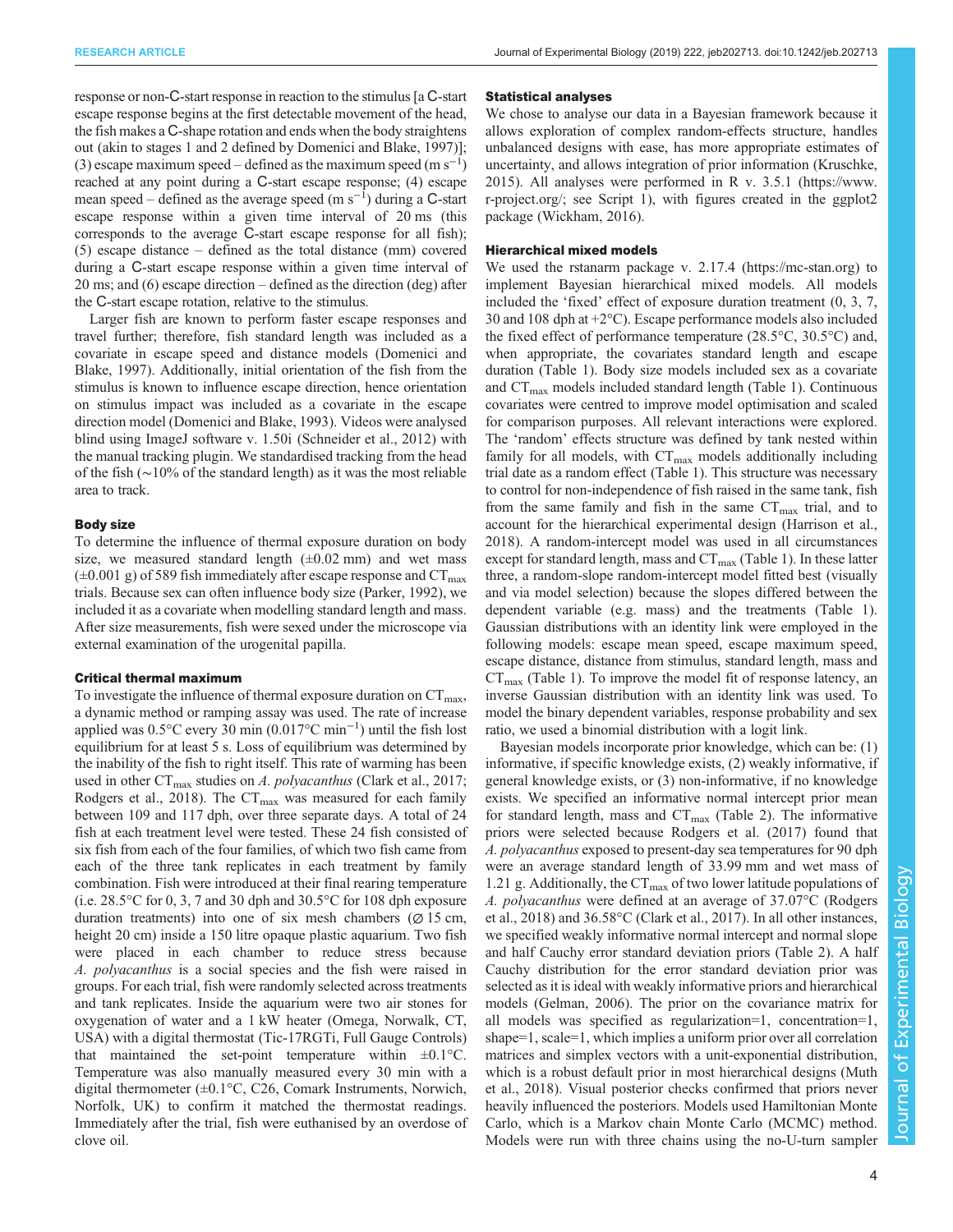response or non-C-start response in reaction to the stimulus [a C-start escape response begins at the first detectable movement of the head, the fish makes a C-shape rotation and ends when the body straightens out (akin to stages 1 and 2 defined by Domenici and Blake, 1997)]; (3) escape maximum speed – defined as the maximum speed (m $s^{-1}$) reached at any point during a C-start escape response; (4) escape mean speed – defined as the average speed (m $s^{-1}$) during a C-start escape response within a given time interval of 20 ms (this corresponds to the average C-start escape response for all fish); (5) escape distance – defined as the total distance (mm) covered during a C-start escape response within a given time interval of 20 ms; and (6) escape direction – defined as the direction (deg) after the C-start escape rotation, relative to the stimulus.

Larger fish are known to perform faster escape responses and travel further; therefore, fish standard length was included as a covariate in escape speed and distance models (Domenici and Blake, 1997). Additionally, initial orientation of the fish from the stimulus is known to influence escape direction, hence orientation on stimulus impact was included as a covariate in the escape direction model (Domenici and Blake, 1993). Videos were analysed blind using ImageJ software v. 1.50i (Schneider et al., 2012) with the manual tracking plugin. We standardised tracking from the head of the fish (~10% of the standard length) as it was the most reliable area to track.

### Body size

To determine the influence of thermal exposure duration on body size, we measured standard length (±0.02 mm) and wet mass (±0.001 g) of 589 fish immediately after escape response and $CT_{max}$ trials. Because sex can often influence body size (Parker, 1992), we included it as a covariate when modelling standard length and mass. After size measurements, fish were sexed under the microscope via external examination of the urogenital papilla.

### Critical thermal maximum

To investigate the influence of thermal exposure duration on $CT_{max}$, a dynamic method or ramping assay was used. The rate of increase applied was 0.5°C every 30 min (0.017°C $min^{-1}$) until the fish lost equilibrium for at least 5 s. Loss of equilibrium was determined by the inability of the fish to right itself. This rate of warming has been used in other $CT_{max}$ studies on *A. polyacanthus* (Clark et al., 2017; Rodgers et al., 2018). The $CT_{max}$ was measured for each family between 109 and 117 dph, over three separate days. A total of 24 fish at each treatment level were tested. These 24 fish consisted of six fish from each of the four families, of which two fish came from each of the three tank replicates in each treatment by family combination. Fish were introduced at their final rearing temperature (i.e. 28.5°C for 0, 3, 7 and 30 dph and 30.5°C for 108 dph exposure duration treatments) into one of six mesh chambers (⌀ 15 cm, height 20 cm) inside a 150 litre opaque plastic aquarium. Two fish were placed in each chamber to reduce stress because *A. polyacanthus* is a social species and the fish were raised in groups. For each trial, fish were randomly selected across treatments and tank replicates. Inside the aquarium were two air stones for oxygenation of water and a 1 kW heater (Omega, Norwalk, CT, USA) with a digital thermostat (Tic-17RGTi, Full Gauge Controls) that maintained the set-point temperature within ±0.1°C. Temperature was also manually measured every 30 min with a digital thermometer (±0.1°C, C26, Comark Instruments, Norwich, Norfolk, UK) to confirm it matched the thermostat readings. Immediately after the trial, fish were euthanised by an overdose of clove oil.

### Statistical analyses

We chose to analyse our data in a Bayesian framework because it allows exploration of complex random-effects structure, handles unbalanced designs with ease, has more appropriate estimates of uncertainty, and allows integration of prior information (Kruschke, 2015). All analyses were performed in R v. 3.5.1 (https://www.r-project.org/; see Script 1), with figures created in the ggplot2 package (Wickham, 2016).

### Hierarchical mixed models

We used the rstanarm package v. 2.17.4 (https://mc-stan.org) to implement Bayesian hierarchical mixed models. All models included the 'fixed' effect of exposure duration treatment (0, 3, 7, 30 and 108 dph at +2°C). Escape performance models also included the fixed effect of performance temperature (28.5°C, 30.5°C) and, when appropriate, the covariates standard length and escape duration (Table 1). Body size models included sex as a covariate and $CT_{max}$ models included standard length (Table 1). Continuous covariates were centred to improve model optimisation and scaled for comparison purposes. All relevant interactions were explored. The 'random' effects structure was defined by tank nested within family for all models, with $CT_{max}$ models additionally including trial date as a random effect (Table 1). This structure was necessary to control for non-independence of fish raised in the same tank, fish from the same family and fish in the same $CT_{max}$ trial, and to account for the hierarchical experimental design (Harrison et al., 2018). A random-intercept model was used in all circumstances except for standard length, mass and $CT_{max}$ (Table 1). In these latter three, a random-slope random-intercept model fitted best (visually and via model selection) because the slopes differed between the dependent variable (e.g. mass) and the treatments (Table 1). Gaussian distributions with an identity link were employed in the following models: escape mean speed, escape maximum speed, escape distance, distance from stimulus, standard length, mass and $CT_{max}$ (Table 1). To improve the model fit of response latency, an inverse Gaussian distribution with an identity link was used. To model the binary dependent variables, response probability and sex ratio, we used a binomial distribution with a logit link.

Bayesian models incorporate prior knowledge, which can be: (1) informative, if specific knowledge exists, (2) weakly informative, if general knowledge exists, or (3) non-informative, if no knowledge exists. We specified an informative normal intercept prior mean for standard length, mass and $CT_{max}$ (Table 2). The informative priors were selected because Rodgers et al. (2017) found that *A. polyacanthus* exposed to present-day sea temperatures for 90 dph were an average standard length of 33.99 mm and wet mass of 1.21 g. Additionally, the $CT_{max}$ of two lower latitude populations of *A. polyacanthus* were defined at an average of 37.07°C (Rodgers et al., 2018) and 36.58°C (Clark et al., 2017). In all other instances, we specified weakly informative normal intercept and normal slope and half Cauchy error standard deviation priors (Table 2). A half Cauchy distribution for the error standard deviation prior was selected as it is ideal with weakly informative priors and hierarchical models (Gelman, 2006). The prior on the covariance matrix for all models was specified as regularization=1, concentration=1, shape=1, scale=1, which implies a uniform prior over all correlation matrices and simplex vectors with a unit-exponential distribution, which is a robust default prior in most hierarchical designs (Muth et al., 2018). Visual posterior checks confirmed that priors never heavily influenced the posteriors. Models used Hamiltonian Monte Carlo, which is a Markov chain Monte Carlo (MCMC) method. Models were run with three chains using the no-U-turn sampler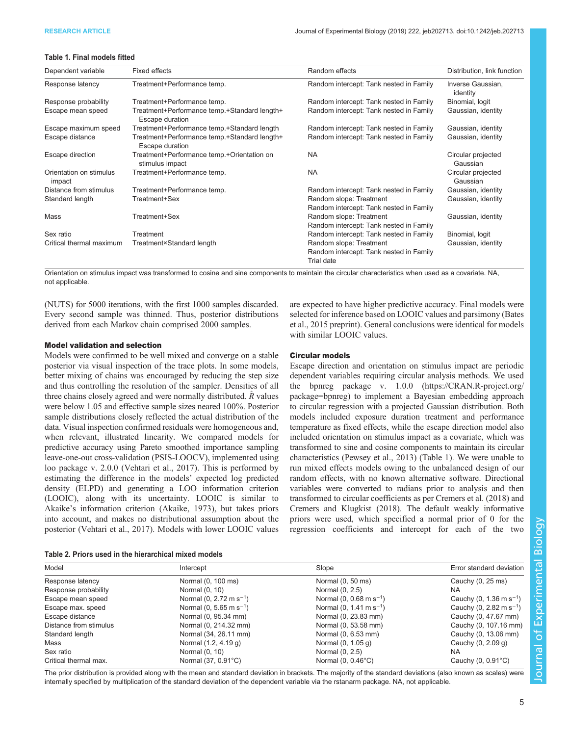**Table 1. Final models fitted**

| Dependent variable | Fixed effects | Random effects | Distribution, link function |
|---|---|---|---|
| Response latency | Treatment+Performance temp. | Random intercept: Tank nested in Family | Inverse Gaussian, identity |
| Response probability | Treatment+Performance temp. | Random intercept: Tank nested in Family | Binomial, logit |
| Escape mean speed | Treatment+Performance temp.+Standard length+ Escape duration | Random intercept: Tank nested in Family | Gaussian, identity |
| Escape maximum speed | Treatment+Performance temp.+Standard length | Random intercept: Tank nested in Family | Gaussian, identity |
| Escape distance | Treatment+Performance temp.+Standard length+ Escape duration | Random intercept: Tank nested in Family | Gaussian, identity |
| Escape direction | Treatment+Performance temp.+Orientation on stimulus impact | NA | Circular projected Gaussian |
| Orientation on stimulus impact | Treatment+Performance temp. | NA | Circular projected Gaussian |
| Distance from stimulus | Treatment+Performance temp. | Random intercept: Tank nested in Family | Gaussian, identity |
| Standard length | Treatment+Sex | Random slope: Treatment Random intercept: Tank nested in Family | Gaussian, identity |
| Mass | Treatment+Sex | Random slope: Treatment Random intercept: Tank nested in Family | Gaussian, identity |
| Sex ratio | Treatment | Random intercept: Tank nested in Family | Binomial, logit |
| Critical thermal maximum | Treatment×Standard length | Random slope: Treatment Random intercept: Tank nested in Family Trial date | Gaussian, identity |

Orientation on stimulus impact was transformed to cosine and sine components to maintain the circular characteristics when used as a covariate. NA, not applicable.

(NUTS) for 5000 iterations, with the first 1000 samples discarded. Every second sample was thinned. Thus, posterior distributions derived from each Markov chain comprised 2000 samples.

### Model validation and selection

Models were confirmed to be well mixed and converge on a stable posterior via visual inspection of the trace plots. In some models, better mixing of chains was encouraged by reducing the step size and thus controlling the resolution of the sampler. Densities of all three chains closely agreed and were normally distributed. $\hat{R}$ values were below 1.05 and effective sample sizes neared 100%. Posterior sample distributions closely reflected the actual distribution of the data. Visual inspection confirmed residuals were homogeneous and, when relevant, illustrated linearity. We compared models for predictive accuracy using Pareto smoothed importance sampling leave-one-out cross-validation (PSIS-LOOCV), implemented using loo package v. 2.0.0 (Vehtari et al., 2017). This is performed by estimating the difference in the models' expected log predicted density (ELPD) and generating a LOO information criterion (LOOIC), along with its uncertainty. LOOIC is similar to Akaike's information criterion (Akaike, 1973), but takes priors into account, and makes no distributional assumption about the posterior (Vehtari et al., 2017). Models with lower LOOIC values are expected to have higher predictive accuracy. Final models were selected for inference based on LOOIC values and parsimony (Bates et al., 2015 preprint). General conclusions were identical for models with similar LOOIC values.

### Circular models

Escape direction and orientation on stimulus impact are periodic dependent variables requiring circular analysis methods. We used the bpnreg package v. 1.0.0 (https://CRAN.R-project.org/package=bpnreg) to implement a Bayesian embedding approach to circular regression with a projected Gaussian distribution. Both models included exposure duration treatment and performance temperature as fixed effects, while the escape direction model also included orientation on stimulus impact as a covariate, which was transformed to sine and cosine components to maintain its circular characteristics (Pewsey et al., 2013) (Table 1). We were unable to run mixed effects models owing to the unbalanced design of our random effects, with no known alternative software. Directional variables were converted to radians prior to analysis and then transformed to circular coefficients as per Cremers et al. (2018) and Cremers and Klugkist (2018). The default weakly informative priors were used, which specified a normal prior of 0 for the regression coefficients and intercept for each of the two

**Table 2. Priors used in the hierarchical mixed models**

| Model | Intercept | Slope | Error standard deviation |
|---|---|---|---|
| Response latency | Normal (0, 100 ms) | Normal (0, 50 ms) | Cauchy (0, 25 ms) |
| Response probability | Normal (0, 10) | Normal (0, 2.5) | NA |
| Escape mean speed | Normal (0, 2.72 m s$^{-1}$) | Normal (0, 0.68 m s$^{-1}$) | Cauchy (0, 1.36 m s$^{-1}$) |
| Escape max. speed | Normal (0, 5.65 m s$^{-1}$) | Normal (0, 1.41 m s$^{-1}$) | Cauchy (0, 2.82 m s$^{-1}$) |
| Escape distance | Normal (0, 95.34 mm) | Normal (0, 23.83 mm) | Cauchy (0, 47.67 mm) |
| Distance from stimulus | Normal (0, 214.32 mm) | Normal (0, 53.58 mm) | Cauchy (0, 107.16 mm) |
| Standard length | Normal (34, 26.11 mm) | Normal (0, 6.53 mm) | Cauchy (0, 13.06 mm) |
| Mass | Normal (1.2, 4.19 g) | Normal (0, 1.05 g) | Cauchy (0, 2.09 g) |
| Sex ratio | Normal (0, 10) | Normal (0, 2.5) | NA |
| Critical thermal max. | Normal (37, 0.91°C) | Normal (0, 0.46°C) | Cauchy (0, 0.91°C) |

The prior distribution is provided along with the mean and standard deviation in brackets. The majority of the standard deviations (also known as scales) were internally specified by multiplication of the standard deviation of the dependent variable via the rstanarm package. NA, not applicable.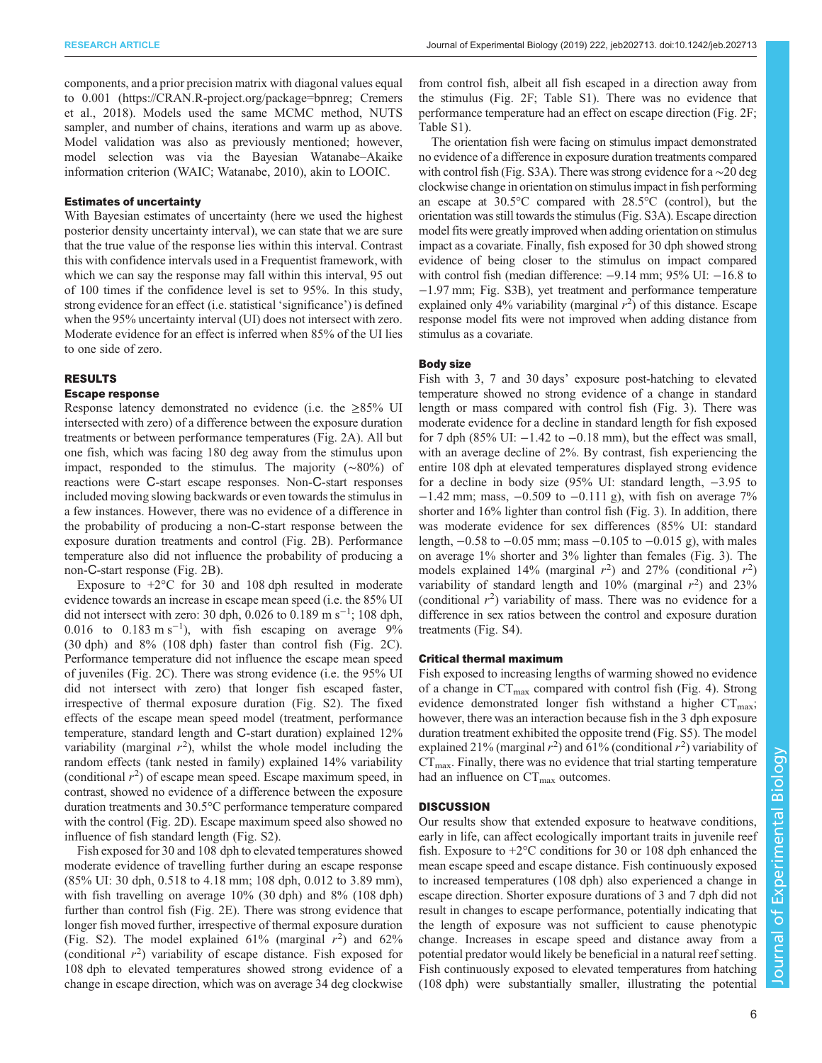components, and a prior precision matrix with diagonal values equal to 0.001 (https://CRAN.R-project.org/package=bpnreg; Cremers et al., 2018). Models used the same MCMC method, NUTS sampler, and number of chains, iterations and warm up as above. Model validation was also as previously mentioned; however, model selection was via the Bayesian Watanabe–Akaike information criterion (WAIC; Watanabe, 2010), akin to LOOIC.

### Estimates of uncertainty

With Bayesian estimates of uncertainty (here we used the highest posterior density uncertainty interval), we can state that we are sure that the true value of the response lies within this interval. Contrast this with confidence intervals used in a Frequentist framework, with which we can say the response may fall within this interval, 95 out of 100 times if the confidence level is set to 95%. In this study, strong evidence for an effect (i.e. statistical 'significance') is defined when the 95% uncertainty interval (UI) does not intersect with zero. Moderate evidence for an effect is inferred when 85% of the UI lies to one side of zero.

## RESULTS

### Escape response

Response latency demonstrated no evidence (i.e. the ≥85% UI intersected with zero) of a difference between the exposure duration treatments or between performance temperatures (Fig. 2A). All but one fish, which was facing 180 deg away from the stimulus upon impact, responded to the stimulus. The majority (∼80%) of reactions were C-start escape responses. Non-C-start responses included moving slowing backwards or even towards the stimulus in a few instances. However, there was no evidence of a difference in the probability of producing a non-C-start response between the exposure duration treatments and control (Fig. 2B). Performance temperature also did not influence the probability of producing a non-C-start response (Fig. 2B).

Exposure to +2°C for 30 and 108 dph resulted in moderate evidence towards an increase in escape mean speed (i.e. the 85% UI did not intersect with zero: 30 dph, 0.026 to 0.189 m s$^{-1}$; 108 dph, 0.016 to 0.183 m s$^{-1}$), with fish escaping on average 9% (30 dph) and 8% (108 dph) faster than control fish (Fig. 2C). Performance temperature did not influence the escape mean speed of juveniles (Fig. 2C). There was strong evidence (i.e. the 95% UI did not intersect with zero) that longer fish escaped faster, irrespective of thermal exposure duration (Fig. S2). The fixed effects of the escape mean speed model (treatment, performance temperature, standard length and C-start duration) explained 12% variability (marginal $r^2$), whilst the whole model including the random effects (tank nested in family) explained 14% variability (conditional $r^2$) of escape mean speed. Escape maximum speed, in contrast, showed no evidence of a difference between the exposure duration treatments and 30.5°C performance temperature compared with the control (Fig. 2D). Escape maximum speed also showed no influence of fish standard length (Fig. S2).

Fish exposed for 30 and 108 dph to elevated temperatures showed moderate evidence of travelling further during an escape response (85% UI: 30 dph, 0.518 to 4.18 mm; 108 dph, 0.012 to 3.89 mm), with fish travelling on average 10% (30 dph) and 8% (108 dph) further than control fish (Fig. 2E). There was strong evidence that longer fish moved further, irrespective of thermal exposure duration (Fig. S2). The model explained 61% (marginal $r^2$) and 62% (conditional $r^2$) variability of escape distance. Fish exposed for 108 dph to elevated temperatures showed strong evidence of a change in escape direction, which was on average 34 deg clockwise from control fish, albeit all fish escaped in a direction away from the stimulus (Fig. 2F; Table S1). There was no evidence that performance temperature had an effect on escape direction (Fig. 2F; Table S1).

The orientation fish were facing on stimulus impact demonstrated no evidence of a difference in exposure duration treatments compared with control fish (Fig. S3A). There was strong evidence for a ∼20 deg clockwise change in orientation on stimulus impact in fish performing an escape at 30.5°C compared with 28.5°C (control), but the orientation was still towards the stimulus (Fig. S3A). Escape direction model fits were greatly improved when adding orientation on stimulus impact as a covariate. Finally, fish exposed for 30 dph showed strong evidence of being closer to the stimulus on impact compared with control fish (median difference: −9.14 mm; 95% UI: −16.8 to −1.97 mm; Fig. S3B), yet treatment and performance temperature explained only 4% variability (marginal $r^2$) of this distance. Escape response model fits were not improved when adding distance from stimulus as a covariate.

### Body size

Fish with 3, 7 and 30 days' exposure post-hatching to elevated temperature showed no strong evidence of a change in standard length or mass compared with control fish (Fig. 3). There was moderate evidence for a decline in standard length for fish exposed for 7 dph (85% UI: −1.42 to −0.18 mm), but the effect was small, with an average decline of 2%. By contrast, fish experiencing the entire 108 dph at elevated temperatures displayed strong evidence for a decline in body size (95% UI: standard length, −3.95 to −1.42 mm; mass, −0.509 to −0.111 g), with fish on average 7% shorter and 16% lighter than control fish (Fig. 3). In addition, there was moderate evidence for sex differences (85% UI: standard length, −0.58 to −0.05 mm; mass −0.105 to −0.015 g), with males on average 1% shorter and 3% lighter than females (Fig. 3). The models explained 14% (marginal $r^2$) and 27% (conditional $r^2$) variability of standard length and 10% (marginal $r^2$) and 23% (conditional $r^2$) variability of mass. There was no evidence for a difference in sex ratios between the control and exposure duration treatments (Fig. S4).

### Critical thermal maximum

Fish exposed to increasing lengths of warming showed no evidence of a change in $CT_{max}$ compared with control fish (Fig. 4). Strong evidence demonstrated longer fish withstand a higher $CT_{max}$; however, there was an interaction because fish in the 3 dph exposure duration treatment exhibited the opposite trend (Fig. S5). The model explained 21% (marginal $r^2$) and 61% (conditional $r^2$) variability of $CT_{max}$. Finally, there was no evidence that trial starting temperature had an influence on $CT_{max}$ outcomes.

## DISCUSSION

Our results show that extended exposure to heatwave conditions, early in life, can affect ecologically important traits in juvenile reef fish. Exposure to +2°C conditions for 30 or 108 dph enhanced the mean escape speed and escape distance. Fish continuously exposed to increased temperatures (108 dph) also experienced a change in escape direction. Shorter exposure durations of 3 and 7 dph did not result in changes to escape performance, potentially indicating that the length of exposure was not sufficient to cause phenotypic change. Increases in escape speed and distance away from a potential predator would likely be beneficial in a natural reef setting. Fish continuously exposed to elevated temperatures from hatching (108 dph) were substantially smaller, illustrating the potential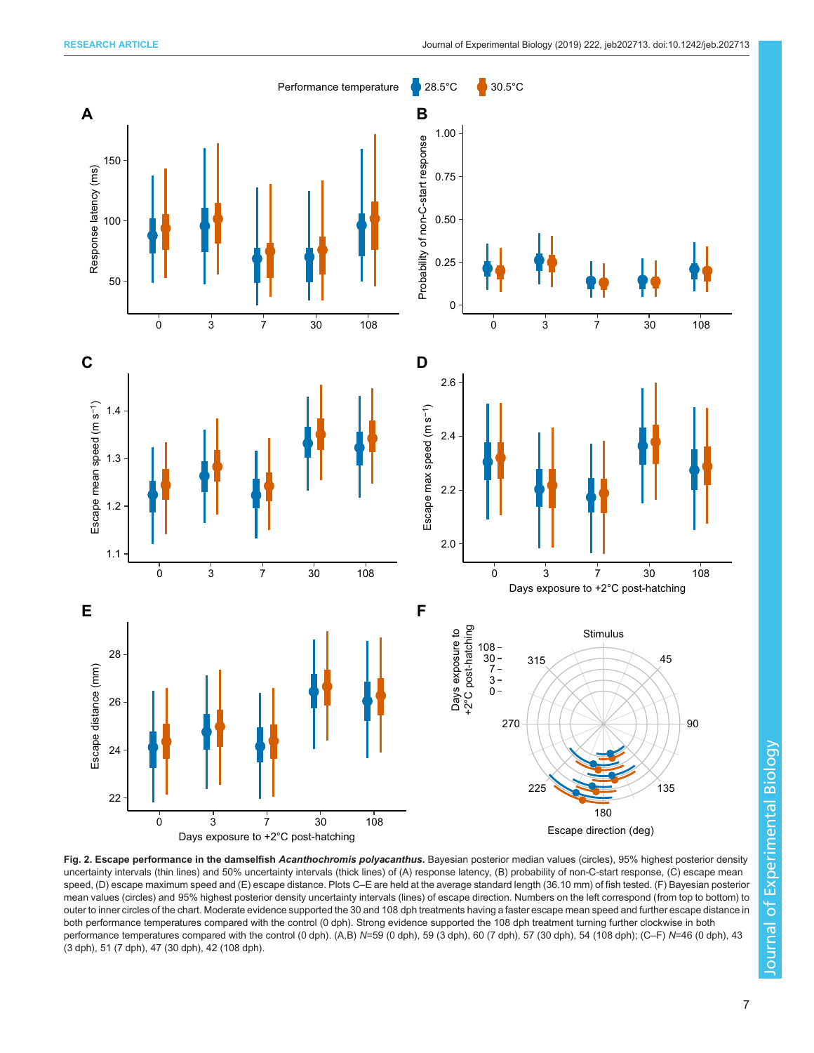**Fig. 2. Escape performance in the damselfish *Acanthochromis polyacanthus*.** Bayesian posterior median values (circles), 95% highest posterior density uncertainty intervals (thin lines) and 50% uncertainty intervals (thick lines) of (A) response latency, (B) probability of non-C-start response, (C) escape mean speed, (D) escape maximum speed and (E) escape distance. Plots C–E are held at the average standard length (36.10 mm) of fish tested. (F) Bayesian posterior mean values (circles) and 95% highest posterior density uncertainty intervals (lines) of escape direction. Numbers on the left correspond (from top to bottom) to outer to inner circles of the chart. Moderate evidence supported the 30 and 108 dph treatments having a faster escape mean speed and further escape distance in both performance temperatures compared with the control (0 dph). Strong evidence supported the 108 dph treatment turning further clockwise in both performance temperatures compared with the control (0 dph). (A,B) $N$=59 (0 dph), 59 (3 dph), 60 (7 dph), 57 (30 dph), 54 (108 dph); (C–F) $N$=46 (0 dph), 43 (3 dph), 51 (7 dph), 47 (30 dph), 42 (108 dph).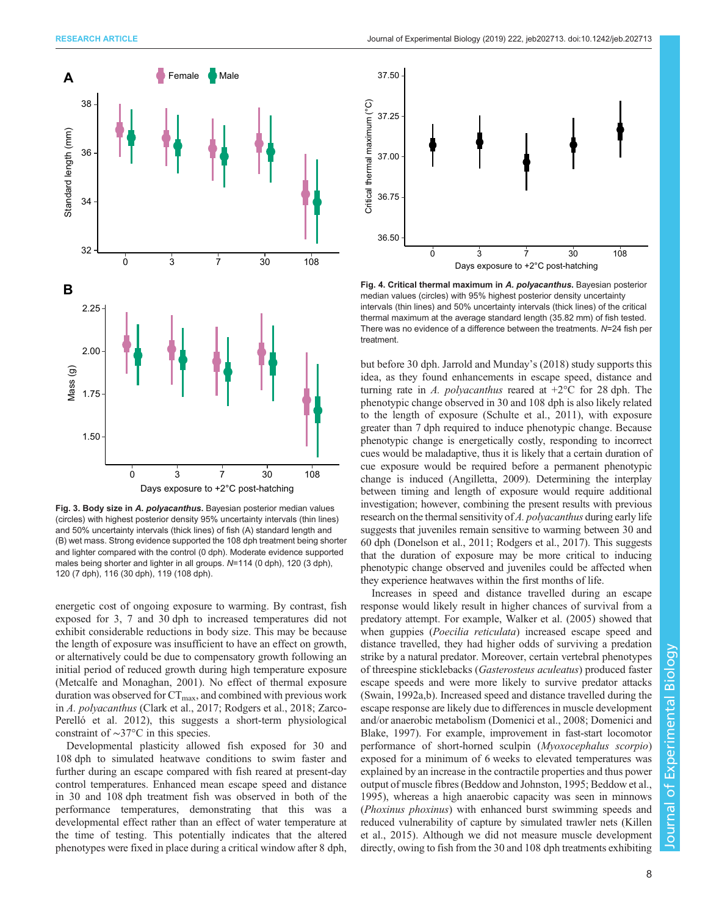**Fig. 3. Body size in *A. polyacanthus*.** Bayesian posterior median values (circles) with highest posterior density 95% uncertainty intervals (thin lines) and 50% uncertainty intervals (thick lines) of fish (A) standard length and (B) wet mass. Strong evidence supported the 108 dph treatment being shorter and lighter compared with the control (0 dph). Moderate evidence supported males being shorter and lighter in all groups. *N*=114 (0 dph), 120 (3 dph), 120 (7 dph), 116 (30 dph), 119 (108 dph).

**Fig. 4. Critical thermal maximum in *A. polyacanthus*.** Bayesian posterior median values (circles) with 95% highest posterior density uncertainty intervals (thin lines) and 50% uncertainty intervals (thick lines) of the critical thermal maximum at the average standard length (35.82 mm) of fish tested. There was no evidence of a difference between the treatments. *N*=24 fish per treatment.

energetic cost of ongoing exposure to warming. By contrast, fish exposed for 3, 7 and 30 dph to increased temperatures did not exhibit considerable reductions in body size. This may be because the length of exposure was insufficient to have an effect on growth, or alternatively could be due to compensatory growth following an initial period of reduced growth during high temperature exposure (Metcalfe and Monaghan, 2001). No effect of thermal exposure duration was observed for $CT_{max}$, and combined with previous work in *A. polyacanthus* (Clark et al., 2017; Rodgers et al., 2018; Zarco-Perelló et al. 2012), this suggests a short-term physiological constraint of ~37°C in this species.

Developmental plasticity allowed fish exposed for 30 and 108 dph to simulated heatwave conditions to swim faster and further during an escape compared with fish reared at present-day control temperatures. Enhanced mean escape speed and distance in 30 and 108 dph treatment fish was observed in both of the performance temperatures, demonstrating that this was a developmental effect rather than an effect of water temperature at the time of testing. This potentially indicates that the altered phenotypes were fixed in place during a critical window after 8 dph, but before 30 dph. Jarrold and Munday's (2018) study supports this idea, as they found enhancements in escape speed, distance and turning rate in *A. polyacanthus* reared at +2°C for 28 dph. The phenotypic change observed in 30 and 108 dph is also likely related to the length of exposure (Schulte et al., 2011), with exposure greater than 7 dph required to induce phenotypic change. Because phenotypic change is energetically costly, responding to incorrect cues would be maladaptive, thus it is likely that a certain duration of cue exposure would be required before a permanent phenotypic change is induced (Angilletta, 2009). Determining the interplay between timing and length of exposure would require additional investigation; however, combining the present results with previous research on the thermal sensitivity of *A. polyacanthus* during early life suggests that juveniles remain sensitive to warming between 30 and 60 dph (Donelson et al., 2011; Rodgers et al., 2017). This suggests that the duration of exposure may be more critical to inducing phenotypic change observed and juveniles could be affected when they experience heatwaves within the first months of life.

Increases in speed and distance travelled during an escape response would likely result in higher chances of survival from a predatory attempt. For example, Walker et al. (2005) showed that when guppies (*Poecilia reticulata*) increased escape speed and distance travelled, they had higher odds of surviving a predation strike by a natural predator. Moreover, certain vertebral phenotypes of threespine sticklebacks (*Gasterosteus aculeatus*) produced faster escape speeds and were more likely to survive predator attacks (Swain, 1992a,b). Increased speed and distance travelled during the escape response are likely due to differences in muscle development and/or anaerobic metabolism (Domenici et al., 2008; Domenici and Blake, 1997). For example, improvement in fast-start locomotor performance of short-horned sculpin (*Myoxocephalus scorpio*) exposed for a minimum of 6 weeks to elevated temperatures was explained by an increase in the contractile properties and thus power output of muscle fibres (Beddow and Johnston, 1995; Beddow et al., 1995), whereas a high anaerobic capacity was seen in minnows (*Phoxinus phoxinus*) with enhanced burst swimming speeds and reduced vulnerability of capture by simulated trawler nets (Killen et al., 2015). Although we did not measure muscle development directly, owing to fish from the 30 and 108 dph treatments exhibiting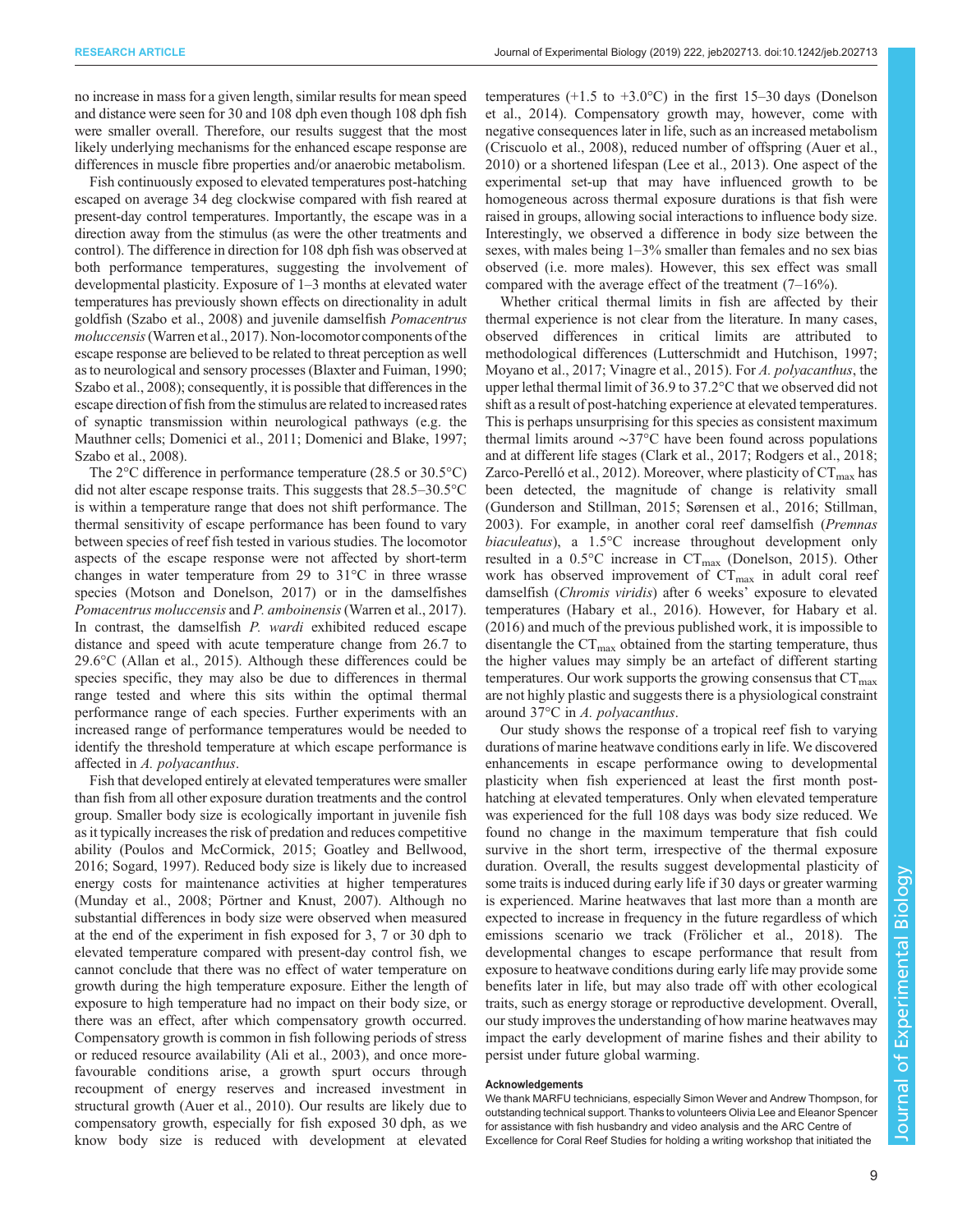no increase in mass for a given length, similar results for mean speed and distance were seen for 30 and 108 dph even though 108 dph fish were smaller overall. Therefore, our results suggest that the most likely underlying mechanisms for the enhanced escape response are differences in muscle fibre properties and/or anaerobic metabolism.

Fish continuously exposed to elevated temperatures post-hatching escaped on average 34 deg clockwise compared with fish reared at present-day control temperatures. Importantly, the escape was in a direction away from the stimulus (as were the other treatments and control). The difference in direction for 108 dph fish was observed at both performance temperatures, suggesting the involvement of developmental plasticity. Exposure of 1–3 months at elevated water temperatures has previously shown effects on directionality in adult goldfish (Szabo et al., 2008) and juvenile damselfish *Pomacentrus moluccensis* (Warren et al., 2017). Non-locomotor components of the escape response are believed to be related to threat perception as well as to neurological and sensory processes (Blaxter and Fuiman, 1990; Szabo et al., 2008); consequently, it is possible that differences in the escape direction of fish from the stimulus are related to increased rates of synaptic transmission within neurological pathways (e.g. the Mauthner cells; Domenici et al., 2011; Domenici and Blake, 1997; Szabo et al., 2008).

The 2°C difference in performance temperature (28.5 or 30.5°C) did not alter escape response traits. This suggests that 28.5–30.5°C is within a temperature range that does not shift performance. The thermal sensitivity of escape performance has been found to vary between species of reef fish tested in various studies. The locomotor aspects of the escape response were not affected by short-term changes in water temperature from 29 to 31°C in three wrasse species (Motson and Donelson, 2017) or in the damselfishes *Pomacentrus moluccensis* and *P. amboinensis* (Warren et al., 2017). In contrast, the damselfish *P. wardi* exhibited reduced escape distance and speed with acute temperature change from 26.7 to 29.6°C (Allan et al., 2015). Although these differences could be species specific, they may also be due to differences in thermal range tested and where this sits within the optimal thermal performance range of each species. Further experiments with an increased range of performance temperatures would be needed to identify the threshold temperature at which escape performance is affected in *A. polyacanthus*.

Fish that developed entirely at elevated temperatures were smaller than fish from all other exposure duration treatments and the control group. Smaller body size is ecologically important in juvenile fish as it typically increases the risk of predation and reduces competitive ability (Poulos and McCormick, 2015; Goatley and Bellwood, 2016; Sogard, 1997). Reduced body size is likely due to increased energy costs for maintenance activities at higher temperatures (Munday et al., 2008; Pörtner and Knust, 2007). Although no substantial differences in body size were observed when measured at the end of the experiment in fish exposed for 3, 7 or 30 dph to elevated temperature compared with present-day control fish, we cannot conclude that there was no effect of water temperature on growth during the high temperature exposure. Either the length of exposure to high temperature had no impact on their body size, or there was an effect, after which compensatory growth occurred. Compensatory growth is common in fish following periods of stress or reduced resource availability (Ali et al., 2003), and once more-favourable conditions arise, a growth spurt occurs through recoupment of energy reserves and increased investment in structural growth (Auer et al., 2010). Our results are likely due to compensatory growth, especially for fish exposed 30 dph, as we know body size is reduced with development at elevated temperatures (+1.5 to +3.0°C) in the first 15–30 days (Donelson et al., 2014). Compensatory growth may, however, come with negative consequences later in life, such as an increased metabolism (Criscuolo et al., 2008), reduced number of offspring (Auer et al., 2010) or a shortened lifespan (Lee et al., 2013). One aspect of the experimental set-up that may have influenced growth to be homogeneous across thermal exposure durations is that fish were raised in groups, allowing social interactions to influence body size. Interestingly, we observed a difference in body size between the sexes, with males being 1–3% smaller than females and no sex bias observed (i.e. more males). However, this sex effect was small compared with the average effect of the treatment (7–16%).

Whether critical thermal limits in fish are affected by their thermal experience is not clear from the literature. In many cases, observed differences in critical limits are attributed to methodological differences (Lutterschmidt and Hutchison, 1997; Moyano et al., 2017; Vinagre et al., 2015). For *A. polyacanthus*, the upper lethal thermal limit of 36.9 to 37.2°C that we observed did not shift as a result of post-hatching experience at elevated temperatures. This is perhaps unsurprising for this species as consistent maximum thermal limits around ∼37°C have been found across populations and at different life stages (Clark et al., 2017; Rodgers et al., 2018; Zarco-Perelló et al., 2012). Moreover, where plasticity of $CT_{max}$ has been detected, the magnitude of change is relativity small (Gunderson and Stillman, 2015; Sørensen et al., 2016; Stillman, 2003). For example, in another coral reef damselfish (*Premnas biaculeatus*), a 1.5°C increase throughout development only resulted in a 0.5°C increase in $CT_{max}$ (Donelson, 2015). Other work has observed improvement of $CT_{max}$ in adult coral reef damselfish (*Chromis viridis*) after 6 weeks' exposure to elevated temperatures (Habary et al., 2016). However, for Habary et al. (2016) and much of the previous published work, it is impossible to disentangle the $CT_{max}$ obtained from the starting temperature, thus the higher values may simply be an artefact of different starting temperatures. Our work supports the growing consensus that $CT_{max}$ are not highly plastic and suggests there is a physiological constraint around 37°C in *A. polyacanthus*.

Our study shows the response of a tropical reef fish to varying durations of marine heatwave conditions early in life. We discovered enhancements in escape performance owing to developmental plasticity when fish experienced at least the first month post-hatching at elevated temperatures. Only when elevated temperature was experienced for the full 108 days was body size reduced. We found no change in the maximum temperature that fish could survive in the short term, irrespective of the thermal exposure duration. Overall, the results suggest developmental plasticity of some traits is induced during early life if 30 days or greater warming is experienced. Marine heatwaves that last more than a month are expected to increase in frequency in the future regardless of which emissions scenario we track (Frölicher et al., 2018). The developmental changes to escape performance that result from exposure to heatwave conditions during early life may provide some benefits later in life, but may also trade off with other ecological traits, such as energy storage or reproductive development. Overall, our study improves the understanding of how marine heatwaves may impact the early development of marine fishes and their ability to persist under future global warming.

#### Acknowledgements

We thank MARFU technicians, especially Simon Wever and Andrew Thompson, for outstanding technical support. Thanks to volunteers Olivia Lee and Eleanor Spencer for assistance with fish husbandry and video analysis and the ARC Centre of Excellence for Coral Reef Studies for holding a writing workshop that initiated the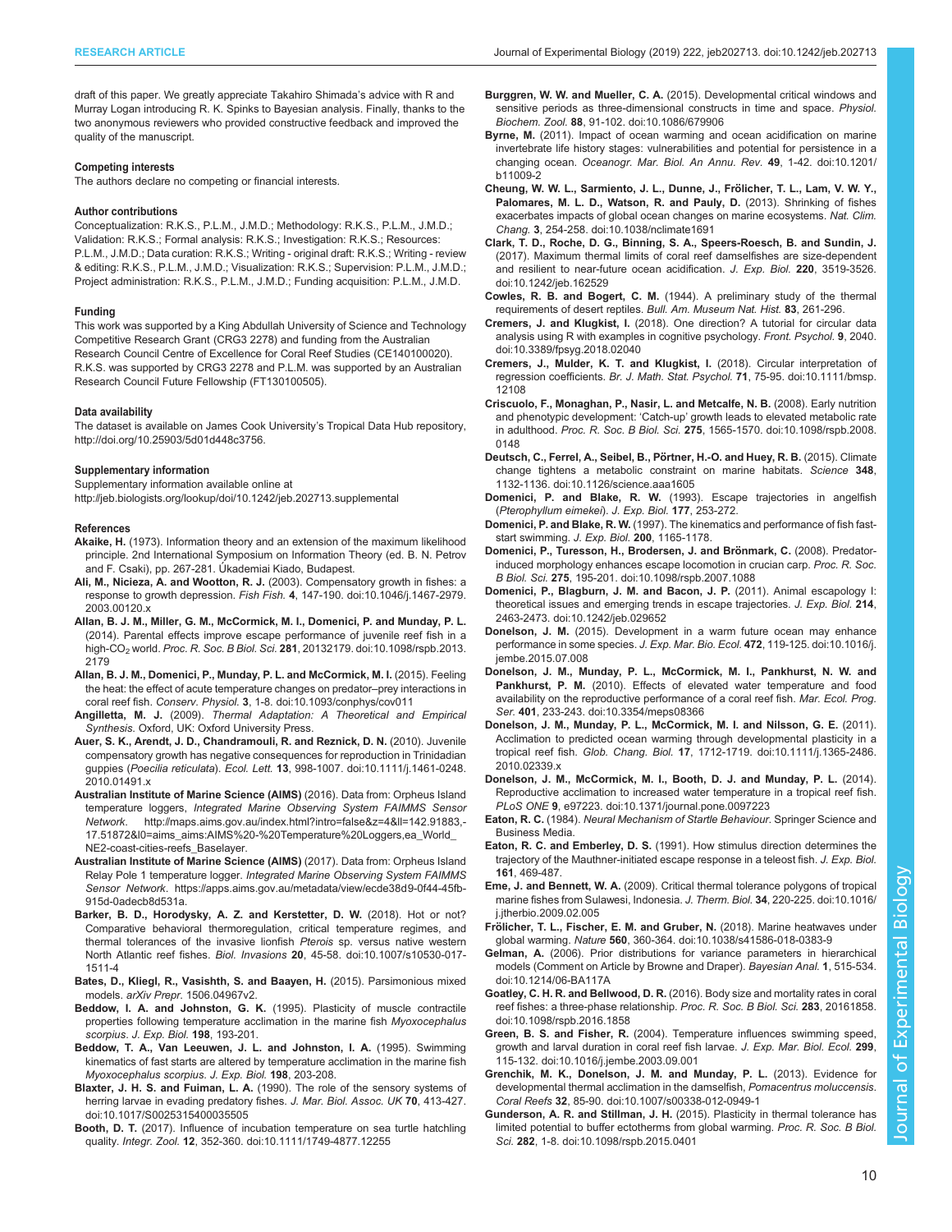draft of this paper. We greatly appreciate Takahiro Shimada's advice with R and Murray Logan introducing R. K. Spinks to Bayesian analysis. Finally, thanks to the two anonymous reviewers who provided constructive feedback and improved the quality of the manuscript.

#### Competing interests

The authors declare no competing or financial interests.

#### Author contributions

Conceptualization: R.K.S., P.L.M., J.M.D.; Methodology: R.K.S., P.L.M., J.M.D.; Validation: R.K.S.; Formal analysis: R.K.S.; Investigation: R.K.S.; Resources: P.L.M., J.M.D.; Data curation: R.K.S.; Writing - original draft: R.K.S.; Writing - review & editing: R.K.S., P.L.M., J.M.D.; Visualization: R.K.S.; Supervision: P.L.M., J.M.D.; Project administration: R.K.S., P.L.M., J.M.D.; Funding acquisition: P.L.M., J.M.D.

#### Funding

This work was supported by a King Abdullah University of Science and Technology Competitive Research Grant (CRG3 2278) and funding from the Australian Research Council Centre of Excellence for Coral Reef Studies (CE140100020). R.K.S. was supported by CRG3 2278 and P.L.M. was supported by an Australian Research Council Future Fellowship (FT130100505).

#### Data availability

The dataset is available on James Cook University's Tropical Data Hub repository, http://doi.org/10.25903/5d01d448c3756.

#### Supplementary information

Supplementary information available online at
http://jeb.biologists.org/lookup/doi/10.1242/jeb.202713.supplemental

#### References

**Akaike, H.** (1973). Information theory and an extension of the maximum likelihood principle. 2nd International Symposium on Information Theory (ed. B. N. Petrov and F. Csaki), pp. 267-281. Ùkademiai Kiado, Budapest.

**Ali, M., Nicieza, A. and Wootton, R. J.** (2003). Compensatory growth in fishes: a response to growth depression. *Fish Fish.* **4**, 147-190. doi:10.1046/j.1467-2979.2003.00120.x

**Allan, B. J. M., Miller, G. M., McCormick, M. I., Domenici, P. and Munday, P. L.** (2014). Parental effects improve escape performance of juvenile reef fish in a high-$CO_2$ world. *Proc. R. Soc. B Biol. Sci.* **281**, 20132179. doi:10.1098/rspb.2013.2179

**Allan, B. J. M., Domenici, P., Munday, P. L. and McCormick, M. I.** (2015). Feeling the heat: the effect of acute temperature changes on predator–prey interactions in coral reef fish. *Conserv. Physiol.* **3**, 1-8. doi:10.1093/conphys/cov011

**Angilletta, M. J.** (2009). *Thermal Adaptation: A Theoretical and Empirical Synthesis*. Oxford, UK: Oxford University Press.

**Auer, S. K., Arendt, J. D., Chandramouli, R. and Reznick, D. N.** (2010). Juvenile compensatory growth has negative consequences for reproduction in Trinidadian guppies (*Poecilia reticulata*). *Ecol. Lett.* **13**, 998-1007. doi:10.1111/j.1461-0248.2010.01491.x

**Australian Institute of Marine Science (AIMS)** (2016). Data from: Orpheus Island temperature loggers, *Integrated Marine Observing System FAIMMS Sensor Network*. http://maps.aims.gov.au/index.html?intro=false&z=4&ll=142.91883,-17.51872&l0=aims_aims:AIMS%20-%20Temperature%20Loggers,ea_World_NE2-coast-cities-reefs_Baselayer.

**Australian Institute of Marine Science (AIMS)** (2017). Data from: Orpheus Island Relay Pole 1 temperature logger. *Integrated Marine Observing System FAIMMS Sensor Network*. https://apps.aims.gov.au/metadata/view/ecde38d9-0f44-45fb-915d-0adecb8d531a.

**Barker, B. D., Horodysky, A. Z. and Kerstetter, D. W.** (2018). Hot or not? Comparative behavioral thermoregulation, critical temperature regimes, and thermal tolerances of the invasive lionfish *Pterois* sp. versus native western North Atlantic reef fishes. *Biol. Invasions* **20**, 45-58. doi:10.1007/s10530-017-1511-4

**Bates, D., Kliegl, R., Vasishth, S. and Baayen, H.** (2015). Parsimonious mixed models. *arXiv Prepr.* 1506.04967v2.

**Beddow, I. A. and Johnston, G. K.** (1995). Plasticity of muscle contractile properties following temperature acclimation in the marine fish *Myoxocephalus scorpius*. *J. Exp. Biol.* **198**, 193-201.

**Beddow, T. A., Van Leeuwen, J. L. and Johnston, I. A.** (1995). Swimming kinematics of fast starts are altered by temperature acclimation in the marine fish *Myoxocephalus scorpius*. *J. Exp. Biol.* **198**, 203-208.

**Blaxter, J. H. S. and Fuiman, L. A.** (1990). The role of the sensory systems of herring larvae in evading predatory fishes. *J. Mar. Biol. Assoc. UK* **70**, 413-427. doi:10.1017/S0025315400035505

**Booth, D. T.** (2017). Influence of incubation temperature on sea turtle hatchling quality. *Integr. Zool.* **12**, 352-360. doi:10.1111/1749-4877.12255

**Burggren, W. W. and Mueller, C. A.** (2015). Developmental critical windows and sensitive periods as three-dimensional constructs in time and space. *Physiol. Biochem. Zool.* **88**, 91-102. doi:10.1086/679906

**Byrne, M.** (2011). Impact of ocean warming and ocean acidification on marine invertebrate life history stages: vulnerabilities and potential for persistence in a changing ocean. *Oceanogr. Mar. Biol. An Annu. Rev.* **49**, 1-42. doi:10.1201/b11009-2

**Cheung, W. W. L., Sarmiento, J. L., Dunne, J., Frölicher, T. L., Lam, V. W. Y., Palomares, M. L. D., Watson, R. and Pauly, D.** (2013). Shrinking of fishes exacerbates impacts of global ocean changes on marine ecosystems. *Nat. Clim. Chang.* **3**, 254-258. doi:10.1038/nclimate1691

**Clark, T. D., Roche, D. G., Binning, S. A., Speers-Roesch, B. and Sundin, J.** (2017). Maximum thermal limits of coral reef damselfishes are size-dependent and resilient to near-future ocean acidification. *J. Exp. Biol.* **220**, 3519-3526. doi:10.1242/jeb.162529

**Cowles, R. B. and Bogert, C. M.** (1944). A preliminary study of the thermal requirements of desert reptiles. *Bull. Am. Museum Nat. Hist.* **83**, 261-296.

**Cremers, J. and Klugkist, I.** (2018). One direction? A tutorial for circular data analysis using R with examples in cognitive psychology. *Front. Psychol.* **9**, 2040. doi:10.3389/fpsyg.2018.02040

**Cremers, J., Mulder, K. T. and Klugkist, I.** (2018). Circular interpretation of regression coefficients. *Br. J. Math. Stat. Psychol.* **71**, 75-95. doi:10.1111/bmsp.12108

**Criscuolo, F., Monaghan, P., Nasir, L. and Metcalfe, N. B.** (2008). Early nutrition and phenotypic development: 'Catch-up' growth leads to elevated metabolic rate in adulthood. *Proc. R. Soc. B Biol. Sci.* **275**, 1565-1570. doi:10.1098/rspb.2008.0148

**Deutsch, C., Ferrel, A., Seibel, B., Pörtner, H.-O. and Huey, R. B.** (2015). Climate change tightens a metabolic constraint on marine habitats. *Science* **348**, 1132-1136. doi:10.1126/science.aaa1605

**Domenici, P. and Blake, R. W.** (1993). Escape trajectories in angelfish (*Pterophyllum eimekei*). *J. Exp. Biol.* **177**, 253-272.

**Domenici, P. and Blake, R. W.** (1997). The kinematics and performance of fish fast-start swimming. *J. Exp. Biol.* **200**, 1165-1178.

**Domenici, P., Turesson, H., Brodersen, J. and Brönmark, C.** (2008). Predator-induced morphology enhances escape locomotion in crucian carp. *Proc. R. Soc. B Biol. Sci.* **275**, 195-201. doi:10.1098/rspb.2007.1088

**Domenici, P., Blagburn, J. M. and Bacon, J. P.** (2011). Animal escapology I: theoretical issues and emerging trends in escape trajectories. *J. Exp. Biol.* **214**, 2463-2473. doi:10.1242/jeb.029652

**Donelson, J. M.** (2015). Development in a warm future ocean may enhance performance in some species. *J. Exp. Mar. Bio. Ecol.* **472**, 119-125. doi:10.1016/j.jembe.2015.07.008

**Donelson, J. M., Munday, P. L., McCormick, M. I., Pankhurst, N. W. and Pankhurst, P. M.** (2010). Effects of elevated water temperature and food availability on the reproductive performance of a coral reef fish. *Mar. Ecol. Prog. Ser.* **401**, 233-243. doi:10.3354/meps08366

**Donelson, J. M., Munday, P. L., McCormick, M. I. and Nilsson, G. E.** (2011). Acclimation to predicted ocean warming through developmental plasticity in a tropical reef fish. *Glob. Chang. Biol.* **17**, 1712-1719. doi:10.1111/j.1365-2486.2010.02339.x

**Donelson, J. M., McCormick, M. I., Booth, D. J. and Munday, P. L.** (2014). Reproductive acclimation to increased water temperature in a tropical reef fish. *PLoS ONE* **9**, e97223. doi:10.1371/journal.pone.0097223

**Eaton, R. C.** (1984). *Neural Mechanism of Startle Behaviour*. Springer Science and Business Media.

**Eaton, R. C. and Emberley, D. S.** (1991). How stimulus direction determines the trajectory of the Mauthner-initiated escape response in a teleost fish. *J. Exp. Biol.* **161**, 469-487.

**Eme, J. and Bennett, W. A.** (2009). Critical thermal tolerance polygons of tropical marine fishes from Sulawesi, Indonesia. *J. Therm. Biol.* **34**, 220-225. doi:10.1016/j.jtherbio.2009.02.005

**Frölicher, T. L., Fischer, E. M. and Gruber, N.** (2018). Marine heatwaves under global warming. *Nature* **560**, 360-364. doi:10.1038/s41586-018-0383-9

**Gelman, A.** (2006). Prior distributions for variance parameters in hierarchical models (Comment on Article by Browne and Draper). *Bayesian Anal.* **1**, 515-534. doi:10.1214/06-BA117A

**Goatley, C. H. R. and Bellwood, D. R.** (2016). Body size and mortality rates in coral reef fishes: a three-phase relationship. *Proc. R. Soc. B Biol. Sci.* **283**, 20161858. doi:10.1098/rspb.2016.1858

**Green, B. S. and Fisher, R.** (2004). Temperature influences swimming speed, growth and larval duration in coral reef fish larvae. *J. Exp. Mar. Biol. Ecol.* **299**, 115-132. doi:10.1016/j.jembe.2003.09.001

**Grenchik, M. K., Donelson, J. M. and Munday, P. L.** (2013). Evidence for developmental thermal acclimation in the damselfish, *Pomacentrus moluccensis*. *Coral Reefs* **32**, 85-90. doi:10.1007/s00338-012-0949-1

**Gunderson, A. R. and Stillman, J. H.** (2015). Plasticity in thermal tolerance has limited potential to buffer ectotherms from global warming. *Proc. R. Soc. B Biol. Sci.* **282**, 1-8. doi:10.1098/rspb.2015.0401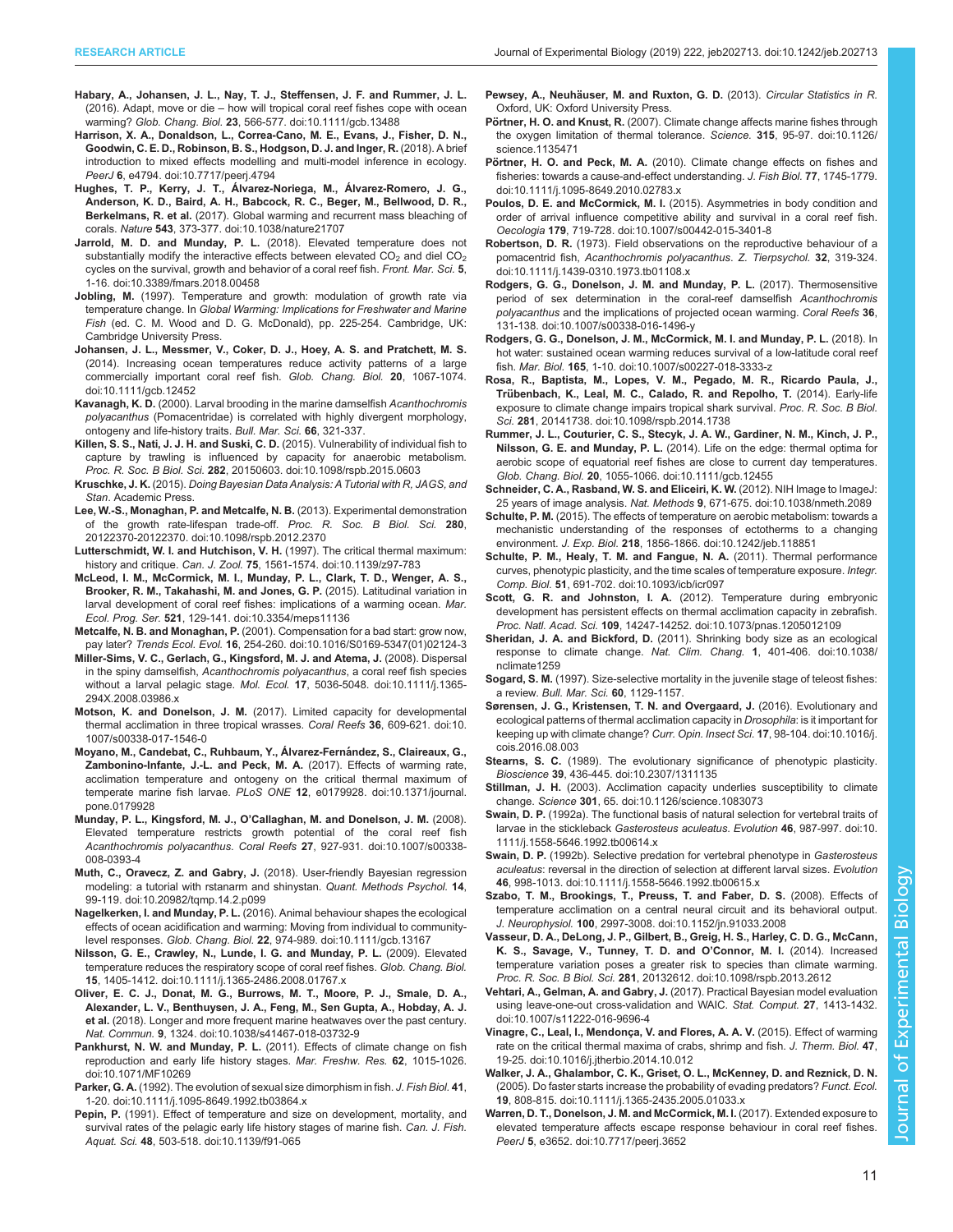**Habary, A., Johansen, J. L., Nay, T. J., Steffensen, J. F. and Rummer, J. L.** (2016). Adapt, move or die – how will tropical coral reef fishes cope with ocean warming? *Glob. Chang. Biol.* **23**, 566-577. doi:10.1111/gcb.13488

**Harrison, X. A., Donaldson, L., Correa-Cano, M. E., Evans, J., Fisher, D. N., Goodwin, C. E. D., Robinson, B. S., Hodgson, D. J. and Inger, R.** (2018). A brief introduction to mixed effects modelling and multi-model inference in ecology. *PeerJ* **6**, e4794. doi:10.7717/peerj.4794

**Hughes, T. P., Kerry, J. T., Álvarez-Noriega, M., Álvarez-Romero, J. G., Anderson, K. D., Baird, A. H., Babcock, R. C., Beger, M., Bellwood, D. R., Berkelmans, R. et al.** (2017). Global warming and recurrent mass bleaching of corals. *Nature* **543**, 373-377. doi:10.1038/nature21707

**Jarrold, M. D. and Munday, P. L.** (2018). Elevated temperature does not substantially modify the interactive effects between elevated $CO_2$ and diel $CO_2$ cycles on the survival, growth and behavior of a coral reef fish. *Front. Mar. Sci.* **5**, 1-16. doi:10.3389/fmars.2018.00458

**Jobling, M.** (1997). Temperature and growth: modulation of growth rate via temperature change. In *Global Warming: Implications for Freshwater and Marine Fish* (ed. C. M. Wood and D. G. McDonald), pp. 225-254. Cambridge, UK: Cambridge University Press.

**Johansen, J. L., Messmer, V., Coker, D. J., Hoey, A. S. and Pratchett, M. S.** (2014). Increasing ocean temperatures reduce activity patterns of a large commercially important coral reef fish. *Glob. Chang. Biol.* **20**, 1067-1074. doi:10.1111/gcb.12452

**Kavanagh, K. D.** (2000). Larval brooding in the marine damselfish *Acanthochromis polyacanthus* (Pomacentridae) is correlated with highly divergent morphology, ontogeny and life-history traits. *Bull. Mar. Sci.* **66**, 321-337.

**Killen, S. S., Nati, J. J. H. and Suski, C. D.** (2015). Vulnerability of individual fish to capture by trawling is influenced by capacity for anaerobic metabolism. *Proc. R. Soc. B Biol. Sci.* **282**, 20150603. doi:10.1098/rspb.2015.0603

**Kruschke, J. K.** (2015). *Doing Bayesian Data Analysis: A Tutorial with R, JAGS, and Stan*. Academic Press.

**Lee, W.-S., Monaghan, P. and Metcalfe, N. B.** (2013). Experimental demonstration of the growth rate-lifespan trade-off. *Proc. R. Soc. B Biol. Sci.* **280**, 20122370-20122370. doi:10.1098/rspb.2012.2370

**Lutterschmidt, W. I. and Hutchison, V. H.** (1997). The critical thermal maximum: history and critique. *Can. J. Zool.* **75**, 1561-1574. doi:10.1139/z97-783

**McLeod, I. M., McCormick, M. I., Munday, P. L., Clark, T. D., Wenger, A. S., Brooker, R. M., Takahashi, M. and Jones, G. P.** (2015). Latitudinal variation in larval development of coral reef fishes: implications of a warming ocean. *Mar. Ecol. Prog. Ser.* **521**, 129-141. doi:10.3354/meps11136

**Metcalfe, N. B. and Monaghan, P.** (2001). Compensation for a bad start: grow now, pay later? *Trends Ecol. Evol.* **16**, 254-260. doi:10.1016/S0169-5347(01)02124-3

**Miller-Sims, V. C., Gerlach, G., Kingsford, M. J. and Atema, J.** (2008). Dispersal in the spiny damselfish, *Acanthochromis polyacanthus*, a coral reef fish species without a larval pelagic stage. *Mol. Ecol.* **17**, 5036-5048. doi:10.1111/j.1365-294X.2008.03986.x

**Motson, K. and Donelson, J. M.** (2017). Limited capacity for developmental thermal acclimation in three tropical wrasses. *Coral Reefs* **36**, 609-621. doi:10.1007/s00338-017-1546-0

**Moyano, M., Candebat, C., Ruhbaum, Y., Álvarez-Fernández, S., Claireaux, G., Zambonino-Infante, J.-L. and Peck, M. A.** (2017). Effects of warming rate, acclimation temperature and ontogeny on the critical thermal maximum of temperate marine fish larvae. *PLoS ONE* **12**, e0179928. doi:10.1371/journal.pone.0179928

**Munday, P. L., Kingsford, M. J., O'Callaghan, M. and Donelson, J. M.** (2008). Elevated temperature restricts growth potential of the coral reef fish *Acanthochromis polyacanthus*. *Coral Reefs* **27**, 927-931. doi:10.1007/s00338-008-0393-4

**Muth, C., Oravecz, Z. and Gabry, J.** (2018). User-friendly Bayesian regression modeling: a tutorial with rstanarm and shinystan. *Quant. Methods Psychol.* **14**, 99-119. doi:10.20982/tqmp.14.2.p099

**Nagelkerken, I. and Munday, P. L.** (2016). Animal behaviour shapes the ecological effects of ocean acidification and warming: Moving from individual to community-level responses. *Glob. Chang. Biol.* **22**, 974-989. doi:10.1111/gcb.13167

**Nilsson, G. E., Crawley, N., Lunde, I. G. and Munday, P. L.** (2009). Elevated temperature reduces the respiratory scope of coral reef fishes. *Glob. Chang. Biol.* **15**, 1405-1412. doi:10.1111/j.1365-2486.2008.01767.x

**Oliver, E. C. J., Donat, M. G., Burrows, M. T., Moore, P. J., Smale, D. A., Alexander, L. V., Benthuysen, J. A., Feng, M., Sen Gupta, A., Hobday, A. J. et al.** (2018). Longer and more frequent marine heatwaves over the past century. *Nat. Commun.* **9**, 1324. doi:10.1038/s41467-018-03732-9

**Pankhurst, N. W. and Munday, P. L.** (2011). Effects of climate change on fish reproduction and early life history stages. *Mar. Freshw. Res.* **62**, 1015-1026. doi:10.1071/MF10269

**Parker, G. A.** (1992). The evolution of sexual size dimorphism in fish. *J. Fish Biol.* **41**, 1-20. doi:10.1111/j.1095-8649.1992.tb03864.x

**Pepin, P.** (1991). Effect of temperature and size on development, mortality, and survival rates of the pelagic early life history stages of marine fish. *Can. J. Fish. Aquat. Sci.* **48**, 503-518. doi:10.1139/f91-065

**Pewsey, A., Neuhäuser, M. and Ruxton, G. D.** (2013). *Circular Statistics in R*. Oxford, UK: Oxford University Press.

**Pörtner, H. O. and Knust, R.** (2007). Climate change affects marine fishes through the oxygen limitation of thermal tolerance. *Science.* **315**, 95-97. doi:10.1126/science.1135471

**Pörtner, H. O. and Peck, M. A.** (2010). Climate change effects on fishes and fisheries: towards a cause-and-effect understanding. *J. Fish Biol.* **77**, 1745-1779. doi:10.1111/j.1095-8649.2010.02783.x

**Poulos, D. E. and McCormick, M. I.** (2015). Asymmetries in body condition and order of arrival influence competitive ability and survival in a coral reef fish. *Oecologia* **179**, 719-728. doi:10.1007/s00442-015-3401-8

**Robertson, D. R.** (1973). Field observations on the reproductive behaviour of a pomacentrid fish, *Acanthochromis polyacanthus*. *Z. Tierpsychol.* **32**, 319-324. doi:10.1111/j.1439-0310.1973.tb01108.x

**Rodgers, G. G., Donelson, J. M. and Munday, P. L.** (2017). Thermosensitive period of sex determination in the coral-reef damselfish *Acanthochromis polyacanthus* and the implications of projected ocean warming. *Coral Reefs* **36**, 131-138. doi:10.1007/s00338-016-1496-y

**Rodgers, G. G., Donelson, J. M., McCormick, M. I. and Munday, P. L.** (2018). In hot water: sustained ocean warming reduces survival of a low-latitude coral reef fish. *Mar. Biol.* **165**, 1-10. doi:10.1007/s00227-018-3333-z

**Rosa, R., Baptista, M., Lopes, V. M., Pegado, M. R., Ricardo Paula, J., Trübenbach, K., Leal, M. C., Calado, R. and Repolho, T.** (2014). Early-life exposure to climate change impairs tropical shark survival. *Proc. R. Soc. B Biol. Sci.* **281**, 20141738. doi:10.1098/rspb.2014.1738

**Rummer, J. L., Couturier, C. S., Stecyk, J. A. W., Gardiner, N. M., Kinch, J. P., Nilsson, G. E. and Munday, P. L.** (2014). Life on the edge: thermal optima for aerobic scope of equatorial reef fishes are close to current day temperatures. *Glob. Chang. Biol.* **20**, 1055-1066. doi:10.1111/gcb.12455

**Schneider, C. A., Rasband, W. S. and Eliceiri, K. W.** (2012). NIH Image to ImageJ: 25 years of image analysis. *Nat. Methods* **9**, 671-675. doi:10.1038/nmeth.2089

**Schulte, P. M.** (2015). The effects of temperature on aerobic metabolism: towards a mechanistic understanding of the responses of ectotherms to a changing environment. *J. Exp. Biol.* **218**, 1856-1866. doi:10.1242/jeb.118851

**Schulte, P. M., Healy, T. M. and Fangue, N. A.** (2011). Thermal performance curves, phenotypic plasticity, and the time scales of temperature exposure. *Integr. Comp. Biol.* **51**, 691-702. doi:10.1093/icb/icr097

**Scott, G. R. and Johnston, I. A.** (2012). Temperature during embryonic development has persistent effects on thermal acclimation capacity in zebrafish. *Proc. Natl. Acad. Sci.* **109**, 14247-14252. doi:10.1073/pnas.1205012109

**Sheridan, J. A. and Bickford, D.** (2011). Shrinking body size as an ecological response to climate change. *Nat. Clim. Chang.* **1**, 401-406. doi:10.1038/nclimate1259

**Sogard, S. M.** (1997). Size-selective mortality in the juvenile stage of teleost fishes: a review. *Bull. Mar. Sci.* **60**, 1129-1157.

**Sørensen, J. G., Kristensen, T. N. and Overgaard, J.** (2016). Evolutionary and ecological patterns of thermal acclimation capacity in *Drosophila*: is it important for keeping up with climate change? *Curr. Opin. Insect Sci.* **17**, 98-104. doi:10.1016/j.cois.2016.08.003

**Stearns, S. C.** (1989). The evolutionary significance of phenotypic plasticity. *Bioscience* **39**, 436-445. doi:10.2307/1311135

**Stillman, J. H.** (2003). Acclimation capacity underlies susceptibility to climate change. *Science* **301**, 65. doi:10.1126/science.1083073

**Swain, D. P.** (1992a). The functional basis of natural selection for vertebral traits of larvae in the stickleback *Gasterosteus aculeatus*. *Evolution* **46**, 987-997. doi:10.1111/j.1558-5646.1992.tb00614.x

**Swain, D. P.** (1992b). Selective predation for vertebral phenotype in *Gasterosteus aculeatus*: reversal in the direction of selection at different larval sizes. *Evolution* **46**, 998-1013. doi:10.1111/j.1558-5646.1992.tb00615.x

**Szabo, T. M., Brookings, T., Preuss, T. and Faber, D. S.** (2008). Effects of temperature acclimation on a central neural circuit and its behavioral output. *J. Neurophysiol.* **100**, 2997-3008. doi:10.1152/jn.91033.2008

**Vasseur, D. A., DeLong, J. P., Gilbert, B., Greig, H. S., Harley, C. D. G., McCann, K. S., Savage, V., Tunney, T. D. and O'Connor, M. I.** (2014). Increased temperature variation poses a greater risk to species than climate warming. *Proc. R. Soc. B Biol. Sci.* **281**, 20132612. doi:10.1098/rspb.2013.2612

**Vehtari, A., Gelman, A. and Gabry, J.** (2017). Practical Bayesian model evaluation using leave-one-out cross-validation and WAIC. *Stat. Comput.* **27**, 1413-1432. doi:10.1007/s11222-016-9696-4

**Vinagre, C., Leal, I., Mendonça, V. and Flores, A. A. V.** (2015). Effect of warming rate on the critical thermal maxima of crabs, shrimp and fish. *J. Therm. Biol.* **47**, 19-25. doi:10.1016/j.jtherbio.2014.10.012

**Walker, J. A., Ghalambor, C. K., Griset, O. L., McKenney, D. and Reznick, D. N.** (2005). Do faster starts increase the probability of evading predators? *Funct. Ecol.* **19**, 808-815. doi:10.1111/j.1365-2435.2005.01033.x

**Warren, D. T., Donelson, J. M. and McCormick, M. I.** (2017). Extended exposure to elevated temperature affects escape response behaviour in coral reef fishes. *PeerJ* **5**, e3652. doi:10.7717/peerj.3652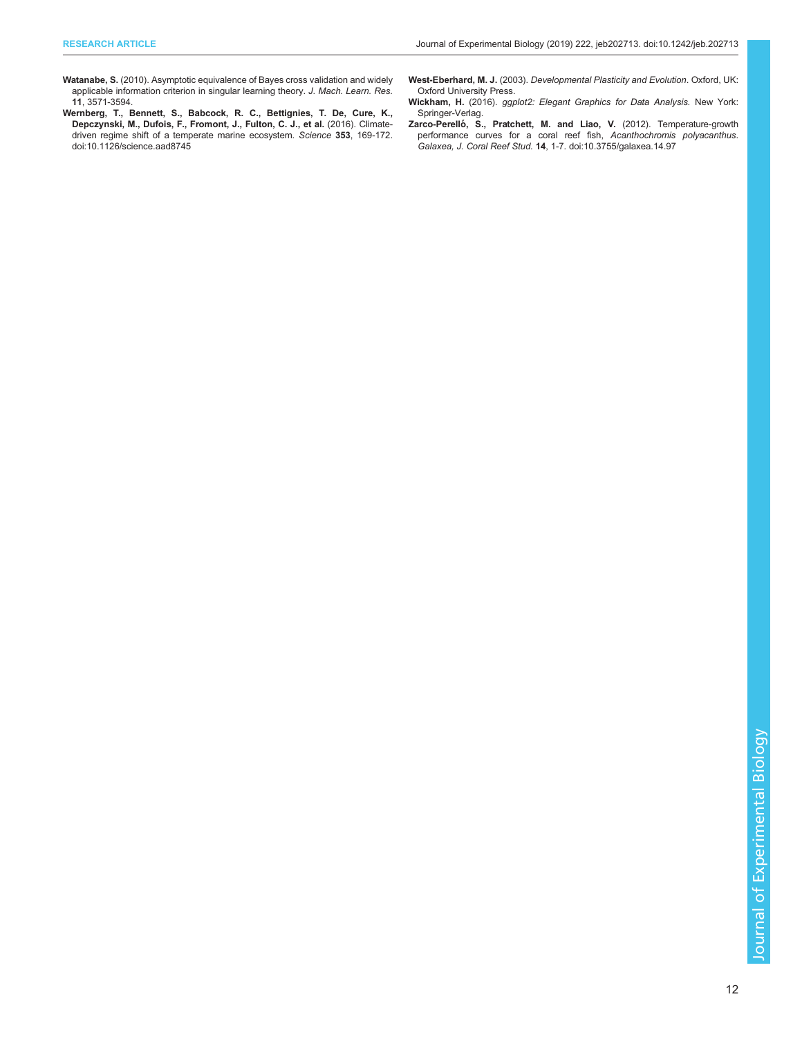**Watanabe, S.** (2010). Asymptotic equivalence of Bayes cross validation and widely applicable information criterion in singular learning theory. *J. Mach. Learn. Res.* **11**, 3571-3594.

**Wernberg, T., Bennett, S., Babcock, R. C., Bettignies, T. De, Cure, K., Depczynski, M., Dufois, F., Fromont, J., Fulton, C. J., et al.** (2016). Climate-driven regime shift of a temperate marine ecosystem. *Science* **353**, 169-172. doi:10.1126/science.aad8745

**West-Eberhard, M. J.** (2003). *Developmental Plasticity and Evolution*. Oxford, UK: Oxford University Press.

**Wickham, H.** (2016). *ggplot2: Elegant Graphics for Data Analysis*. New York: Springer-Verlag.

**Zarco-Perelló, S., Pratchett, M. and Liao, V.** (2012). Temperature-growth performance curves for a coral reef fish, *Acanthochromis polyacanthus*. *Galaxea, J. Coral Reef Stud.* **14**, 1-7. doi:10.3755/galaxea.14.97